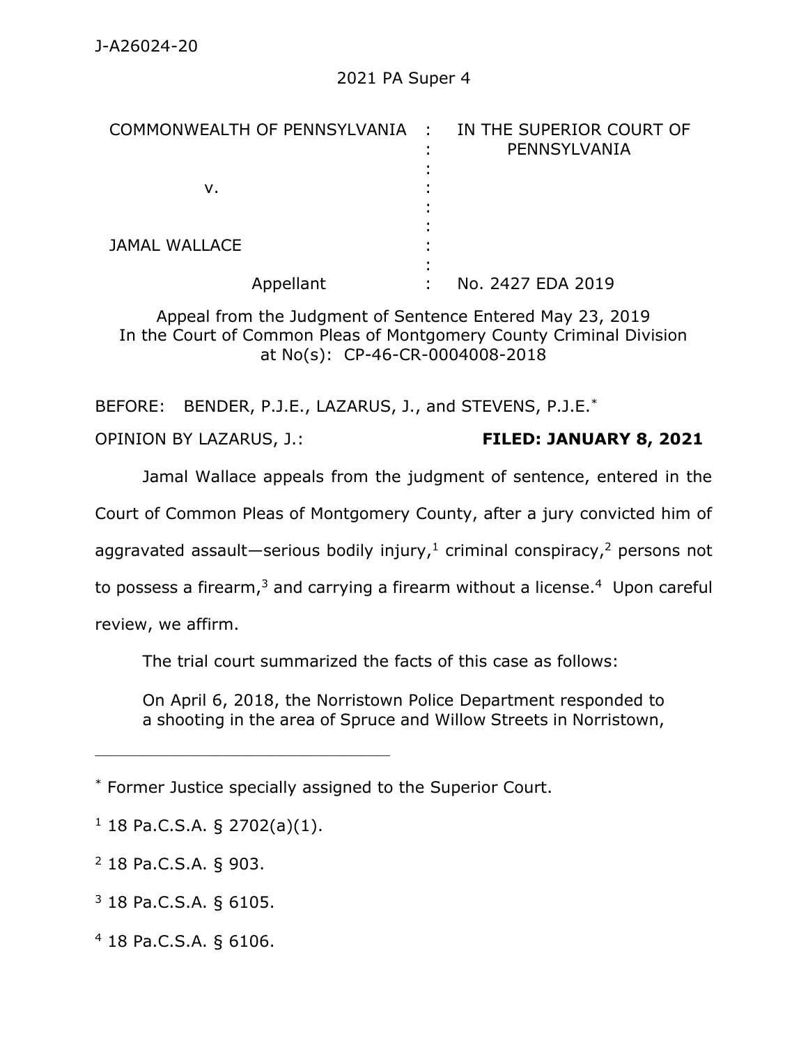J-A26024-20

2021 PA Super 4

| | | |
|---|---|---|
| COMMONWEALTH OF PENNSYLVANIA | : | IN THE SUPERIOR COURT OF PENNSYLVANIA |
| v. | : | |
| JAMAL WALLACE | : | |
| Appellant | : | No. 2427 EDA 2019 |

Appeal from the Judgment of Sentence Entered May 23, 2019
In the Court of Common Pleas of Montgomery County Criminal Division at No(s): CP-46-CR-0004008-2018

BEFORE: BENDER, P.J.E., LAZARUS, J., and STEVENS, P.J.E.*

OPINION BY LAZARUS, J.: **FILED: JANUARY 8, 2021**

Jamal Wallace appeals from the judgment of sentence, entered in the Court of Common Pleas of Montgomery County, after a jury convicted him of aggravated assault—serious bodily injury,[1] criminal conspiracy,[2] persons not to possess a firearm,[3] and carrying a firearm without a license.[4] Upon careful review, we affirm.

The trial court summarized the facts of this case as follows:

> On April 6, 2018, the Norristown Police Department responded to a shooting in the area of Spruce and Willow Streets in Norristown,

---

* Former Justice specially assigned to the Superior Court.

[1] 18 Pa.C.S.A. § 2702(a)(1).

[2] 18 Pa.C.S.A. § 903.

[3] 18 Pa.C.S.A. § 6105.

[4] 18 Pa.C.S.A. § 6106.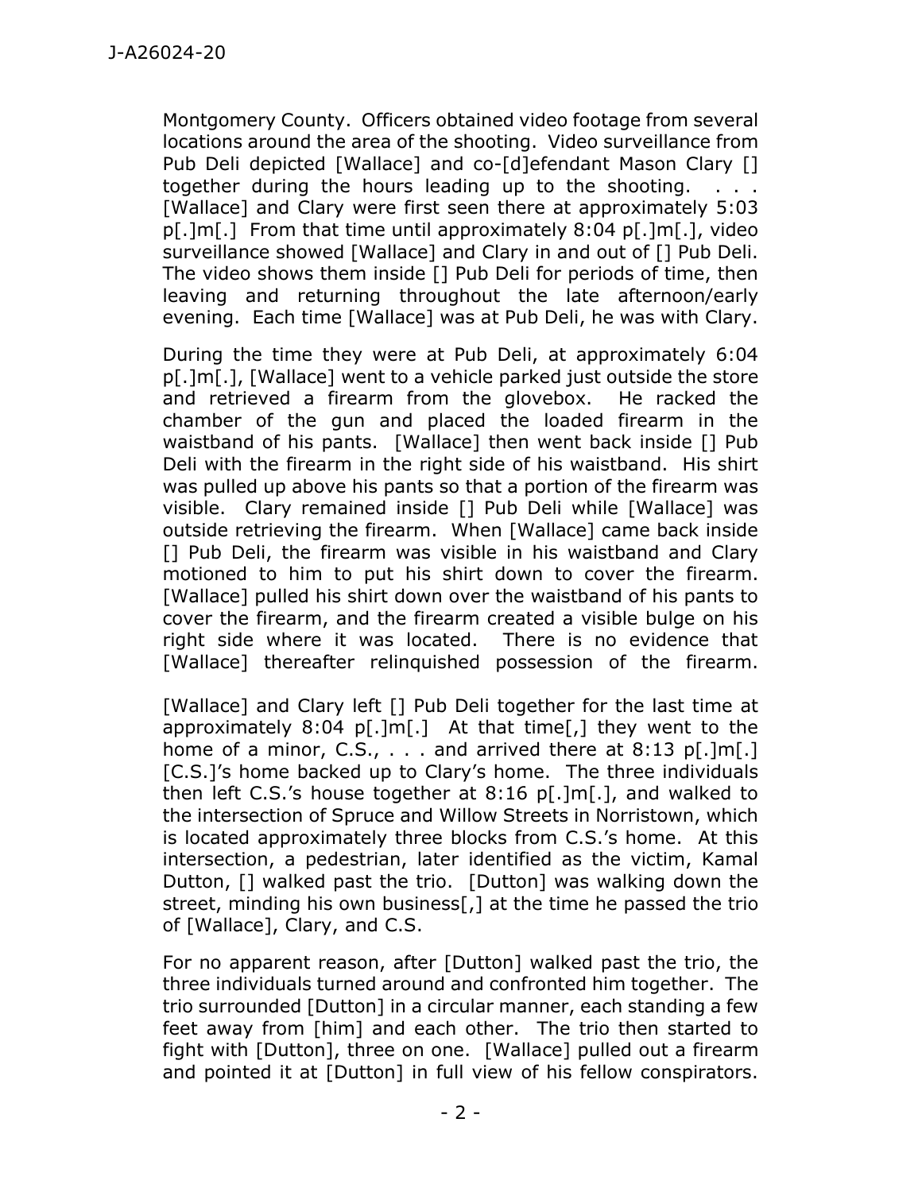Montgomery County. Officers obtained video footage from several locations around the area of the shooting. Video surveillance from Pub Deli depicted [Wallace] and co-[d]efendant Mason Clary [] together during the hours leading up to the shooting. . . . [Wallace] and Clary were first seen there at approximately 5:03 p[.]m[.] From that time until approximately 8:04 p[.]m[.], video surveillance showed [Wallace] and Clary in and out of [] Pub Deli. The video shows them inside [] Pub Deli for periods of time, then leaving and returning throughout the late afternoon/early evening. Each time [Wallace] was at Pub Deli, he was with Clary.

During the time they were at Pub Deli, at approximately 6:04 p[.]m[.], [Wallace] went to a vehicle parked just outside the store and retrieved a firearm from the glovebox. He racked the chamber of the gun and placed the loaded firearm in the waistband of his pants. [Wallace] then went back inside [] Pub Deli with the firearm in the right side of his waistband. His shirt was pulled up above his pants so that a portion of the firearm was visible. Clary remained inside [] Pub Deli while [Wallace] was outside retrieving the firearm. When [Wallace] came back inside [] Pub Deli, the firearm was visible in his waistband and Clary motioned to him to put his shirt down to cover the firearm. [Wallace] pulled his shirt down over the waistband of his pants to cover the firearm, and the firearm created a visible bulge on his right side where it was located. There is no evidence that [Wallace] thereafter relinquished possession of the firearm.

[Wallace] and Clary left [] Pub Deli together for the last time at approximately 8:04 p[.]m[.] At that time[,] they went to the home of a minor, C.S., . . . and arrived there at 8:13 p[.]m[.] [C.S.]'s home backed up to Clary's home. The three individuals then left C.S.'s house together at 8:16 p[.]m[.], and walked to the intersection of Spruce and Willow Streets in Norristown, which is located approximately three blocks from C.S.'s home. At this intersection, a pedestrian, later identified as the victim, Kamal Dutton, [] walked past the trio. [Dutton] was walking down the street, minding his own business[,] at the time he passed the trio of [Wallace], Clary, and C.S.

For no apparent reason, after [Dutton] walked past the trio, the three individuals turned around and confronted him together. The trio surrounded [Dutton] in a circular manner, each standing a few feet away from [him] and each other. The trio then started to fight with [Dutton], three on one. [Wallace] pulled out a firearm and pointed it at [Dutton] in full view of his fellow conspirators.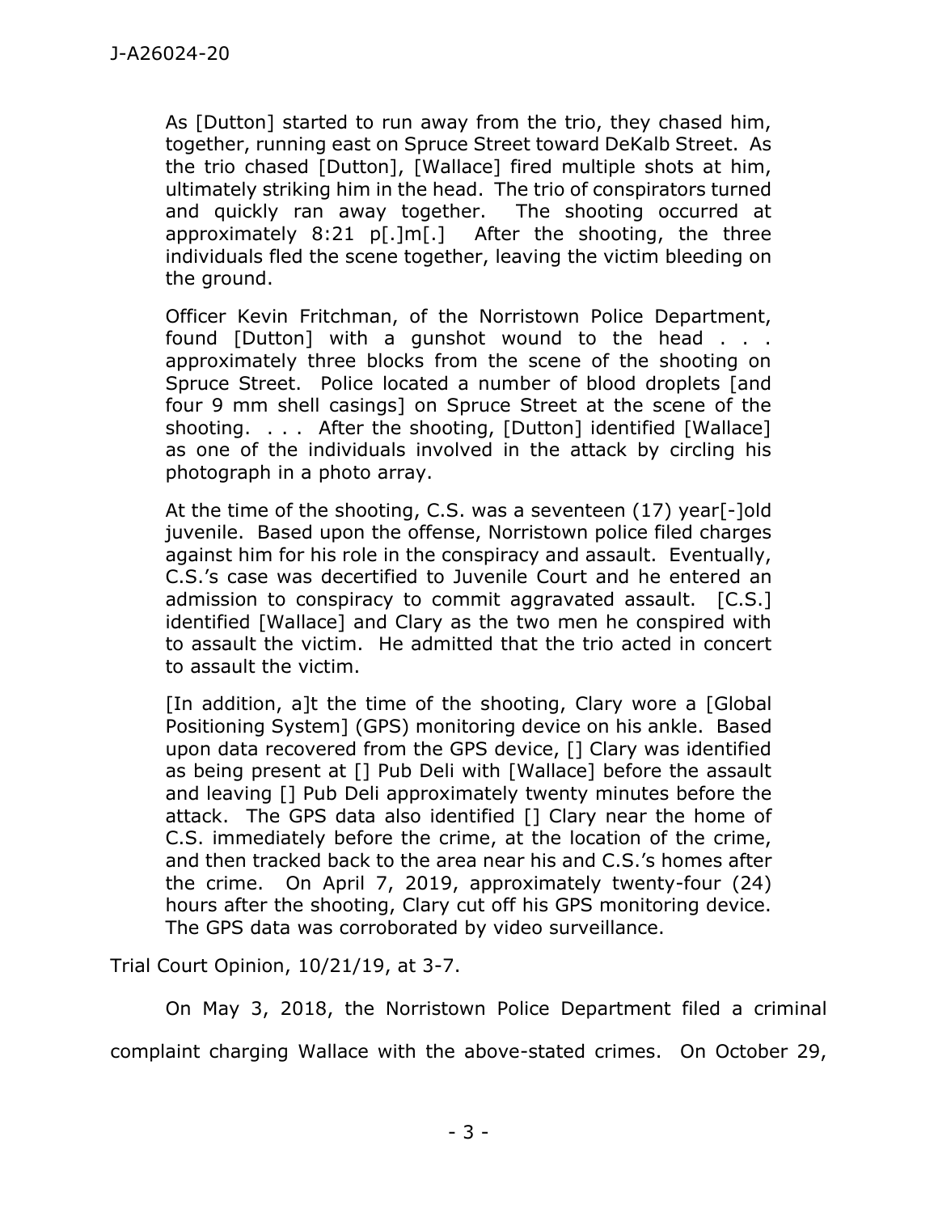> As [Dutton] started to run away from the trio, they chased him, together, running east on Spruce Street toward DeKalb Street. As the trio chased [Dutton], [Wallace] fired multiple shots at him, ultimately striking him in the head. The trio of conspirators turned and quickly ran away together. The shooting occurred at approximately 8:21 p[.]m[.] After the shooting, the three individuals fled the scene together, leaving the victim bleeding on the ground.
>
> Officer Kevin Fritchman, of the Norristown Police Department, found [Dutton] with a gunshot wound to the head . . . approximately three blocks from the scene of the shooting on Spruce Street. Police located a number of blood droplets [and four 9 mm shell casings] on Spruce Street at the scene of the shooting. . . . After the shooting, [Dutton] identified [Wallace] as one of the individuals involved in the attack by circling his photograph in a photo array.
>
> At the time of the shooting, C.S. was a seventeen (17) year[-]old juvenile. Based upon the offense, Norristown police filed charges against him for his role in the conspiracy and assault. Eventually, C.S.'s case was decertified to Juvenile Court and he entered an admission to conspiracy to commit aggravated assault. [C.S.] identified [Wallace] and Clary as the two men he conspired with to assault the victim. He admitted that the trio acted in concert to assault the victim.
>
> [In addition, a]t the time of the shooting, Clary wore a [Global Positioning System] (GPS) monitoring device on his ankle. Based upon data recovered from the GPS device, [] Clary was identified as being present at [] Pub Deli with [Wallace] before the assault and leaving [] Pub Deli approximately twenty minutes before the attack. The GPS data also identified [] Clary near the home of C.S. immediately before the crime, at the location of the crime, and then tracked back to the area near his and C.S.'s homes after the crime. On April 7, 2019, approximately twenty-four (24) hours after the shooting, Clary cut off his GPS monitoring device. The GPS data was corroborated by video surveillance.

Trial Court Opinion, 10/21/19, at 3-7.

On May 3, 2018, the Norristown Police Department filed a criminal complaint charging Wallace with the above-stated crimes. On October 29,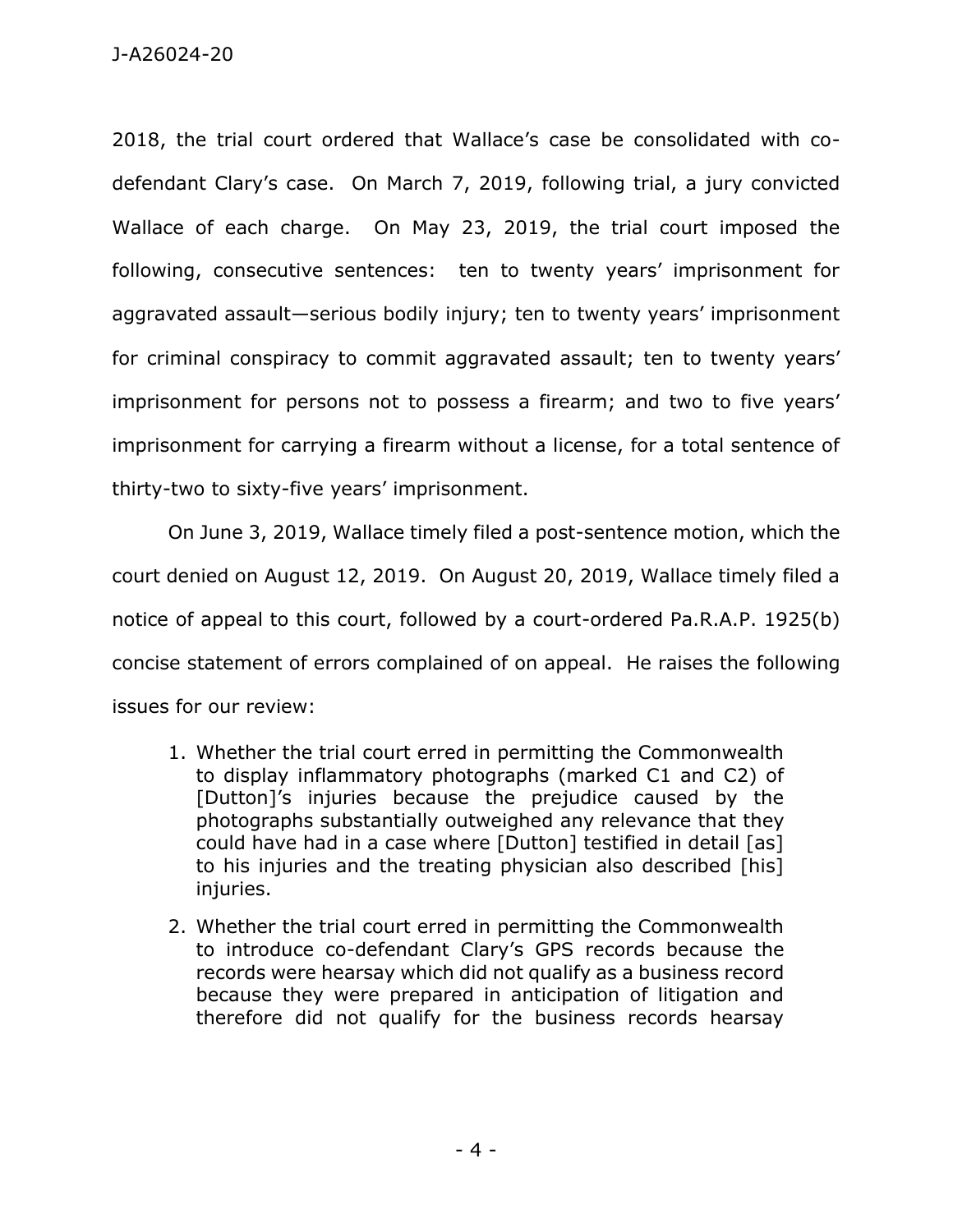2018, the trial court ordered that Wallace's case be consolidated with co-defendant Clary's case. On March 7, 2019, following trial, a jury convicted Wallace of each charge. On May 23, 2019, the trial court imposed the following, consecutive sentences: ten to twenty years' imprisonment for aggravated assault—serious bodily injury; ten to twenty years' imprisonment for criminal conspiracy to commit aggravated assault; ten to twenty years' imprisonment for persons not to possess a firearm; and two to five years' imprisonment for carrying a firearm without a license, for a total sentence of thirty-two to sixty-five years' imprisonment.

On June 3, 2019, Wallace timely filed a post-sentence motion, which the court denied on August 12, 2019. On August 20, 2019, Wallace timely filed a notice of appeal to this court, followed by a court-ordered Pa.R.A.P. 1925(b) concise statement of errors complained of on appeal. He raises the following issues for our review:

1. Whether the trial court erred in permitting the Commonwealth to display inflammatory photographs (marked C1 and C2) of [Dutton]'s injuries because the prejudice caused by the photographs substantially outweighed any relevance that they could have had in a case where [Dutton] testified in detail [as] to his injuries and the treating physician also described [his] injuries.
2. Whether the trial court erred in permitting the Commonwealth to introduce co-defendant Clary's GPS records because the records were hearsay which did not qualify as a business record because they were prepared in anticipation of litigation and therefore did not qualify for the business records hearsay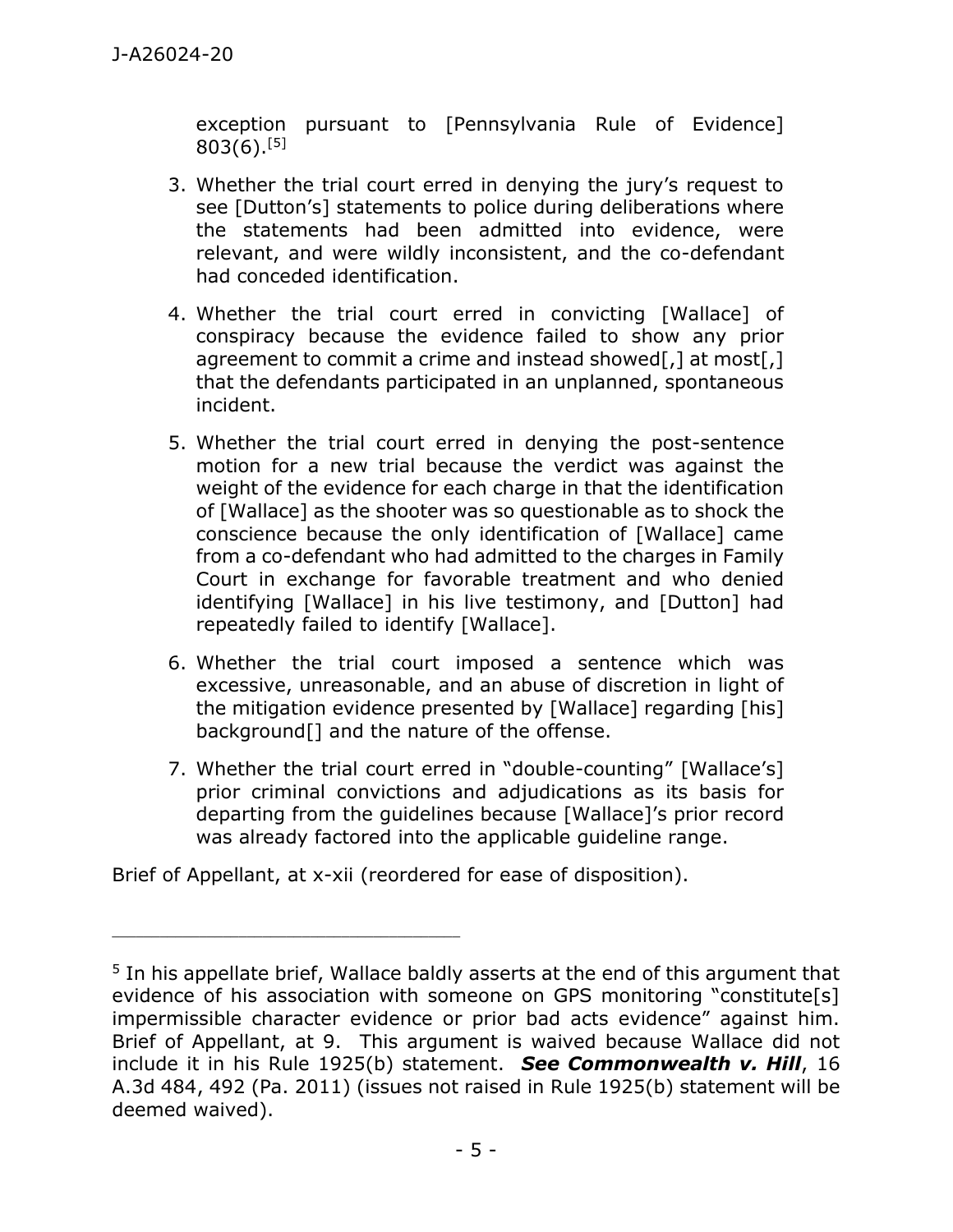exception pursuant to [Pennsylvania Rule of Evidence] 803(6).[5]

3. Whether the trial court erred in denying the jury's request to see [Dutton's] statements to police during deliberations where the statements had been admitted into evidence, were relevant, and were wildly inconsistent, and the co-defendant had conceded identification.

4. Whether the trial court erred in convicting [Wallace] of conspiracy because the evidence failed to show any prior agreement to commit a crime and instead showed[,] at most[,] that the defendants participated in an unplanned, spontaneous incident.

5. Whether the trial court erred in denying the post-sentence motion for a new trial because the verdict was against the weight of the evidence for each charge in that the identification of [Wallace] as the shooter was so questionable as to shock the conscience because the only identification of [Wallace] came from a co-defendant who had admitted to the charges in Family Court in exchange for favorable treatment and who denied identifying [Wallace] in his live testimony, and [Dutton] had repeatedly failed to identify [Wallace].

6. Whether the trial court imposed a sentence which was excessive, unreasonable, and an abuse of discretion in light of the mitigation evidence presented by [Wallace] regarding [his] background[] and the nature of the offense.

7. Whether the trial court erred in "double-counting" [Wallace's] prior criminal convictions and adjudications as its basis for departing from the guidelines because [Wallace]'s prior record was already factored into the applicable guideline range.

Brief of Appellant, at x-xii (reordered for ease of disposition).

---

[5] In his appellate brief, Wallace baldly asserts at the end of this argument that evidence of his association with someone on GPS monitoring "constitute[s] impermissible character evidence or prior bad acts evidence" against him. Brief of Appellant, at 9. This argument is waived because Wallace did not include it in his Rule 1925(b) statement. ***See Commonwealth v. Hill***, 16 A.3d 484, 492 (Pa. 2011) (issues not raised in Rule 1925(b) statement will be deemed waived).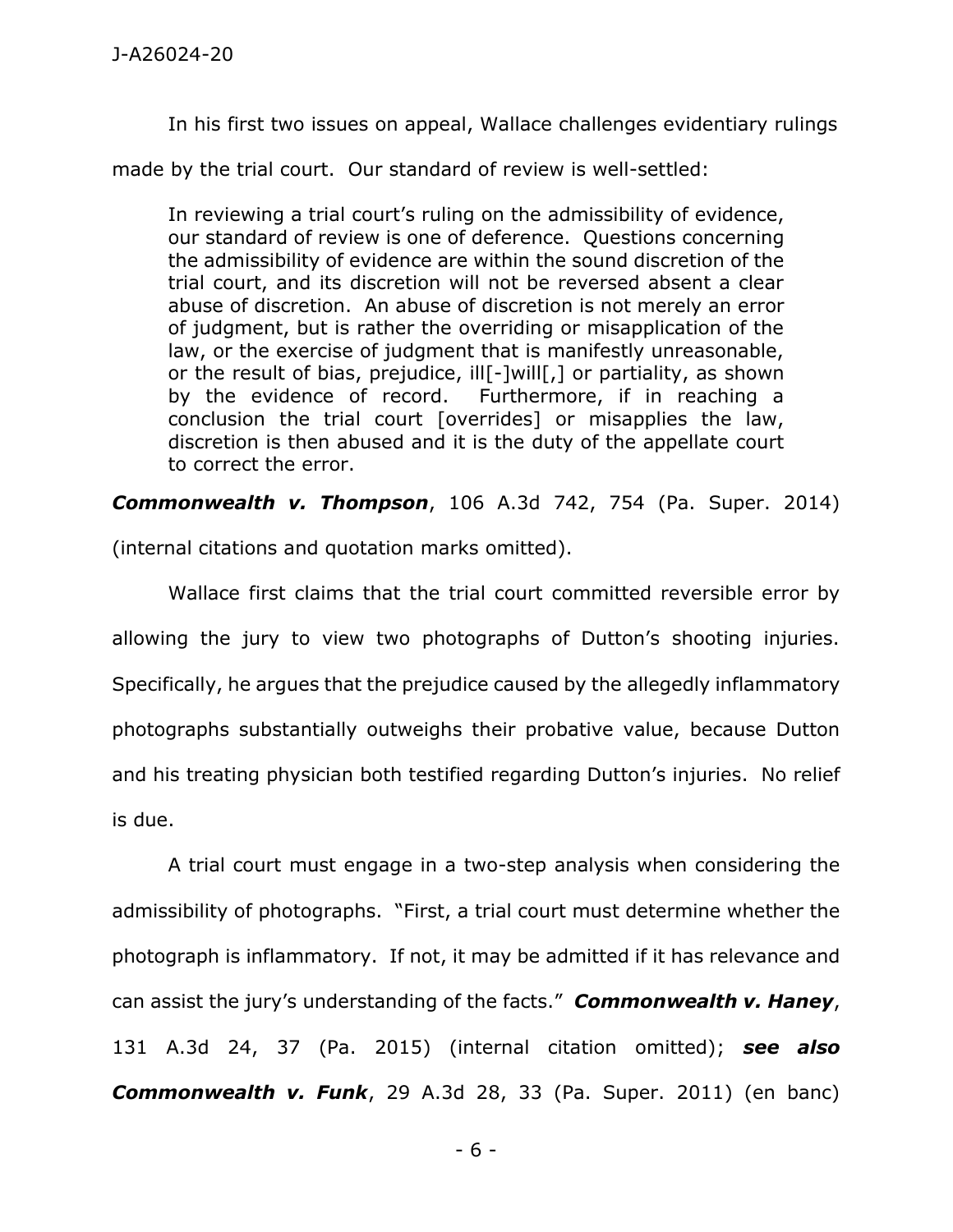In his first two issues on appeal, Wallace challenges evidentiary rulings made by the trial court. Our standard of review is well-settled:

> In reviewing a trial court's ruling on the admissibility of evidence, our standard of review is one of deference. Questions concerning the admissibility of evidence are within the sound discretion of the trial court, and its discretion will not be reversed absent a clear abuse of discretion. An abuse of discretion is not merely an error of judgment, but is rather the overriding or misapplication of the law, or the exercise of judgment that is manifestly unreasonable, or the result of bias, prejudice, ill[-]will[,] or partiality, as shown by the evidence of record. Furthermore, if in reaching a conclusion the trial court [overrides] or misapplies the law, discretion is then abused and it is the duty of the appellate court to correct the error.

***Commonwealth v. Thompson***, 106 A.3d 742, 754 (Pa. Super. 2014) (internal citations and quotation marks omitted).

Wallace first claims that the trial court committed reversible error by allowing the jury to view two photographs of Dutton's shooting injuries. Specifically, he argues that the prejudice caused by the allegedly inflammatory photographs substantially outweighs their probative value, because Dutton and his treating physician both testified regarding Dutton's injuries. No relief is due.

A trial court must engage in a two-step analysis when considering the admissibility of photographs. "First, a trial court must determine whether the photograph is inflammatory. If not, it may be admitted if it has relevance and can assist the jury's understanding of the facts." ***Commonwealth v. Haney***, 131 A.3d 24, 37 (Pa. 2015) (internal citation omitted); ***see also Commonwealth v. Funk***, 29 A.3d 28, 33 (Pa. Super. 2011) (en banc)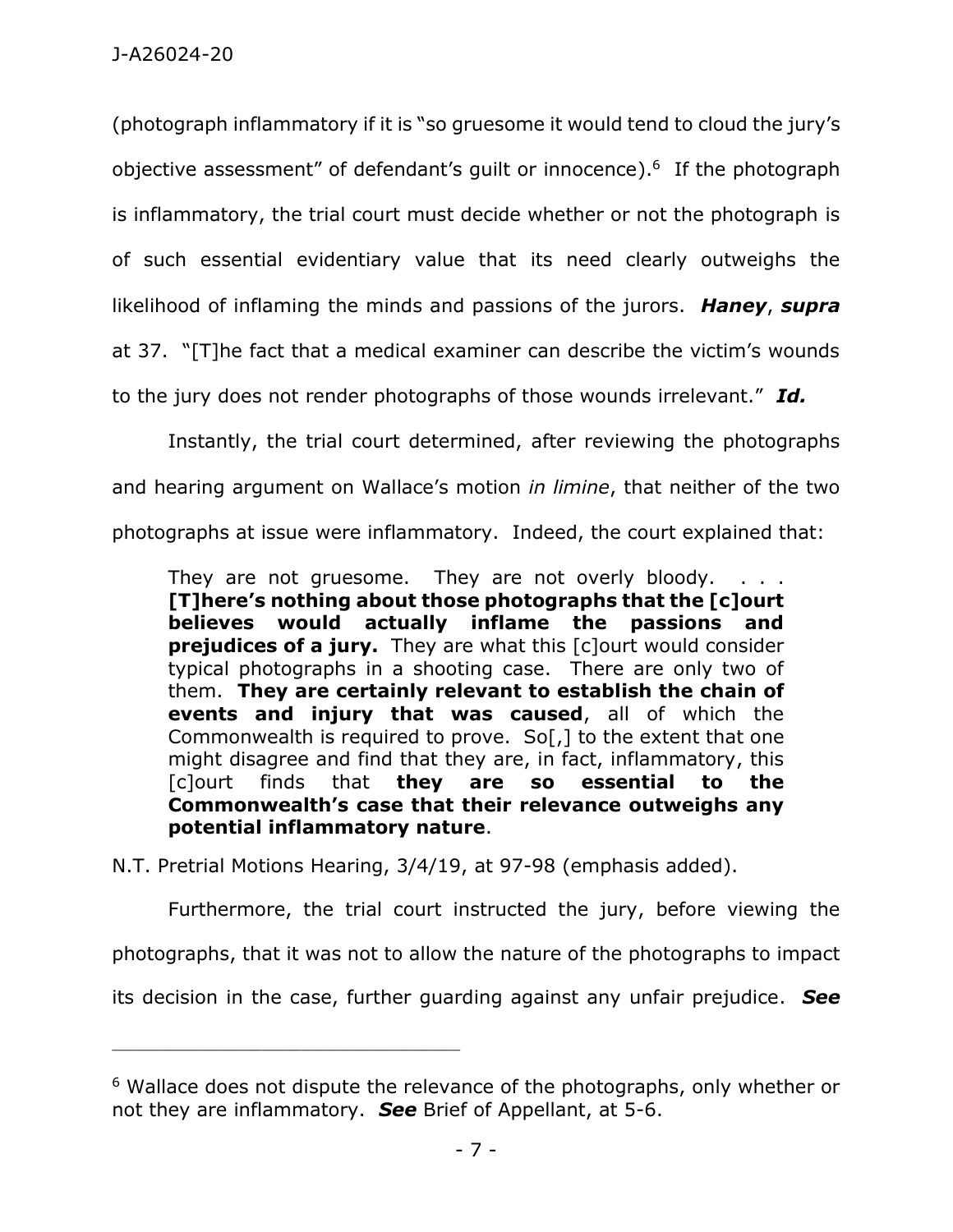(photograph inflammatory if it is "so gruesome it would tend to cloud the jury's objective assessment" of defendant's guilt or innocence).[6] If the photograph is inflammatory, the trial court must decide whether or not the photograph is of such essential evidentiary value that its need clearly outweighs the likelihood of inflaming the minds and passions of the jurors. ***Haney***, ***supra*** at 37. "[T]he fact that a medical examiner can describe the victim's wounds to the jury does not render photographs of those wounds irrelevant." ***Id.***

Instantly, the trial court determined, after reviewing the photographs and hearing argument on Wallace's motion *in limine*, that neither of the two photographs at issue were inflammatory. Indeed, the court explained that:

> They are not gruesome. They are not overly bloody. . . . **[T]here's nothing about those photographs that the [c]ourt believes would actually inflame the passions and prejudices of a jury.** They are what this [c]ourt would consider typical photographs in a shooting case. There are only two of them. **They are certainly relevant to establish the chain of events and injury that was caused**, all of which the Commonwealth is required to prove. So[,] to the extent that one might disagree and find that they are, in fact, inflammatory, this [c]ourt finds that **they are so essential to the Commonwealth's case that their relevance outweighs any potential inflammatory nature**.

N.T. Pretrial Motions Hearing, 3/4/19, at 97-98 (emphasis added).

Furthermore, the trial court instructed the jury, before viewing the photographs, that it was not to allow the nature of the photographs to impact its decision in the case, further guarding against any unfair prejudice. ***See***

---

[6] Wallace does not dispute the relevance of the photographs, only whether or not they are inflammatory. ***See*** Brief of Appellant, at 5-6.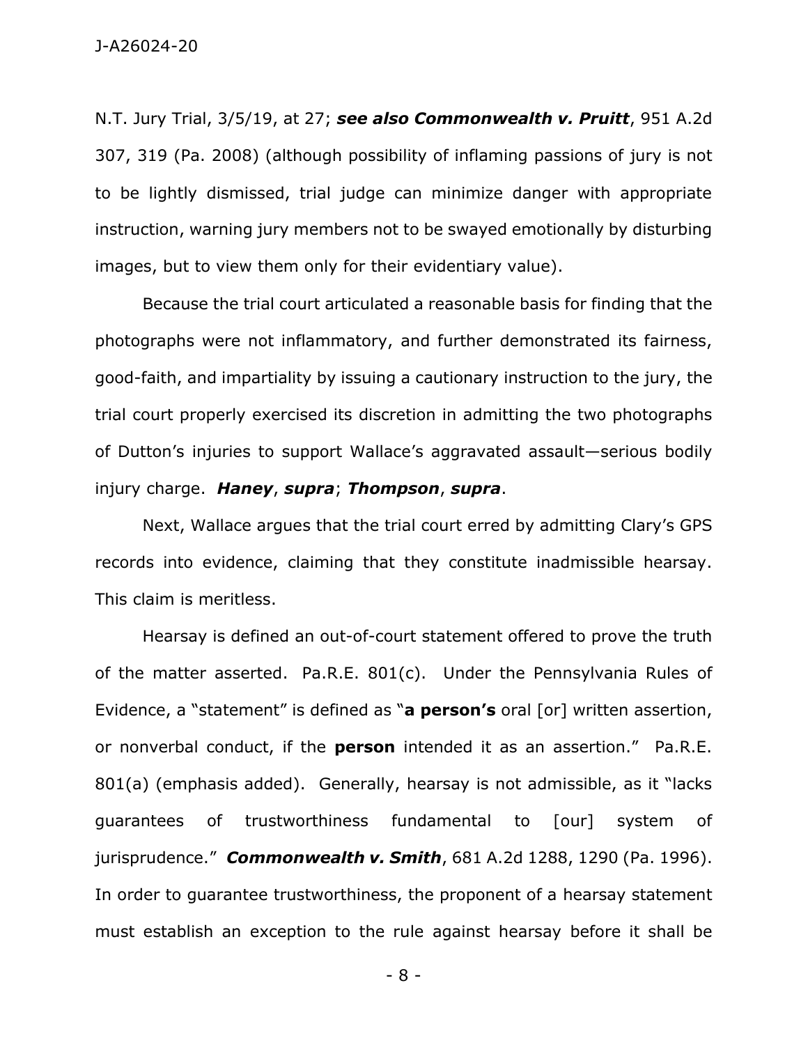N.T. Jury Trial, 3/5/19, at 27; ***see also Commonwealth v. Pruitt***, 951 A.2d 307, 319 (Pa. 2008) (although possibility of inflaming passions of jury is not to be lightly dismissed, trial judge can minimize danger with appropriate instruction, warning jury members not to be swayed emotionally by disturbing images, but to view them only for their evidentiary value).

Because the trial court articulated a reasonable basis for finding that the photographs were not inflammatory, and further demonstrated its fairness, good-faith, and impartiality by issuing a cautionary instruction to the jury, the trial court properly exercised its discretion in admitting the two photographs of Dutton's injuries to support Wallace's aggravated assault—serious bodily injury charge. ***Haney***, ***supra***; ***Thompson***, ***supra***.

Next, Wallace argues that the trial court erred by admitting Clary's GPS records into evidence, claiming that they constitute inadmissible hearsay. This claim is meritless.

Hearsay is defined an out-of-court statement offered to prove the truth of the matter asserted. Pa.R.E. 801(c). Under the Pennsylvania Rules of Evidence, a "statement" is defined as "**a person's** oral [or] written assertion, or nonverbal conduct, if the **person** intended it as an assertion." Pa.R.E. 801(a) (emphasis added). Generally, hearsay is not admissible, as it "lacks guarantees of trustworthiness fundamental to [our] system of jurisprudence." ***Commonwealth v. Smith***, 681 A.2d 1288, 1290 (Pa. 1996). In order to guarantee trustworthiness, the proponent of a hearsay statement must establish an exception to the rule against hearsay before it shall be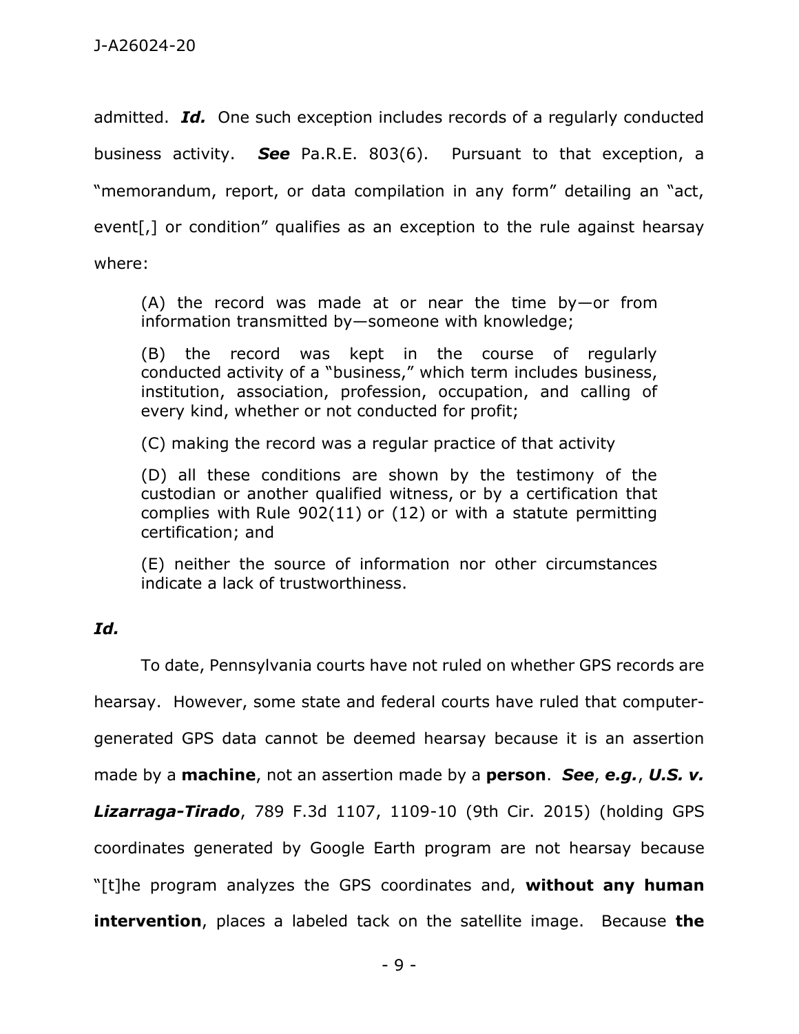admitted. ***Id.*** One such exception includes records of a regularly conducted business activity. ***See*** Pa.R.E. 803(6). Pursuant to that exception, a "memorandum, report, or data compilation in any form" detailing an "act, event[,] or condition" qualifies as an exception to the rule against hearsay where:

> (A) the record was made at or near the time by—or from information transmitted by—someone with knowledge;
>
> (B) the record was kept in the course of regularly conducted activity of a "business," which term includes business, institution, association, profession, occupation, and calling of every kind, whether or not conducted for profit;
>
> (C) making the record was a regular practice of that activity
>
> (D) all these conditions are shown by the testimony of the custodian or another qualified witness, or by a certification that complies with Rule 902(11) or (12) or with a statute permitting certification; and
>
> (E) neither the source of information nor other circumstances indicate a lack of trustworthiness.

***Id.***

To date, Pennsylvania courts have not ruled on whether GPS records are hearsay. However, some state and federal courts have ruled that computer-generated GPS data cannot be deemed hearsay because it is an assertion made by a **machine**, not an assertion made by a **person**. ***See***, ***e.g.***, ***U.S. v. Lizarraga-Tirado***, 789 F.3d 1107, 1109-10 (9th Cir. 2015) (holding GPS coordinates generated by Google Earth program are not hearsay because "[t]he program analyzes the GPS coordinates and, **without any human intervention**, places a labeled tack on the satellite image. Because **the**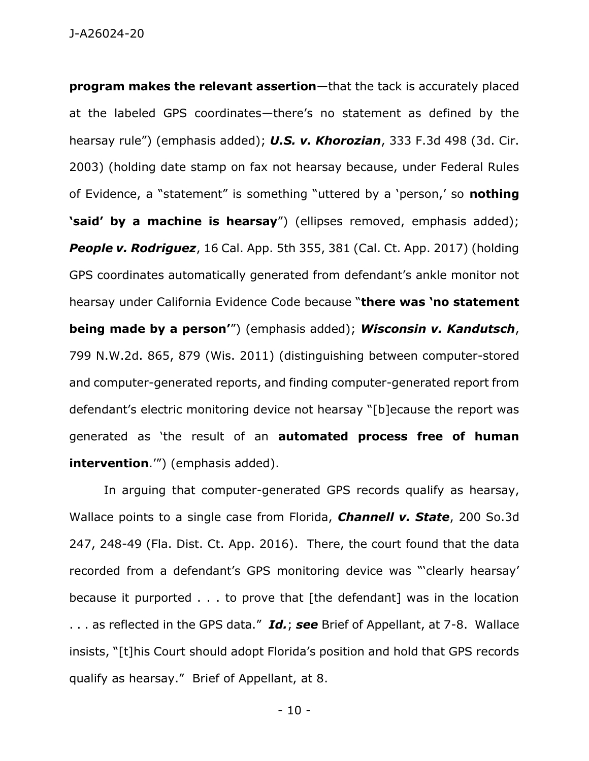**program makes the relevant assertion**—that the tack is accurately placed at the labeled GPS coordinates—there's no statement as defined by the hearsay rule") (emphasis added); ***U.S. v. Khorozian***, 333 F.3d 498 (3d. Cir. 2003) (holding date stamp on fax not hearsay because, under Federal Rules of Evidence, a "statement" is something "uttered by a 'person,' so **nothing 'said' by a machine is hearsay**") (ellipses removed, emphasis added); ***People v. Rodriguez***, 16 Cal. App. 5th 355, 381 (Cal. Ct. App. 2017) (holding GPS coordinates automatically generated from defendant's ankle monitor not hearsay under California Evidence Code because "**there was 'no statement being made by a person'**") (emphasis added); ***Wisconsin v. Kandutsch***, 799 N.W.2d. 865, 879 (Wis. 2011) (distinguishing between computer-stored and computer-generated reports, and finding computer-generated report from defendant's electric monitoring device not hearsay "[b]ecause the report was generated as 'the result of an **automated process free of human intervention**.'") (emphasis added).

In arguing that computer-generated GPS records qualify as hearsay, Wallace points to a single case from Florida, ***Channell v. State***, 200 So.3d 247, 248-49 (Fla. Dist. Ct. App. 2016). There, the court found that the data recorded from a defendant's GPS monitoring device was "'clearly hearsay' because it purported . . . to prove that [the defendant] was in the location . . . as reflected in the GPS data." ***Id.***; ***see*** Brief of Appellant, at 7-8. Wallace insists, "[t]his Court should adopt Florida's position and hold that GPS records qualify as hearsay." Brief of Appellant, at 8.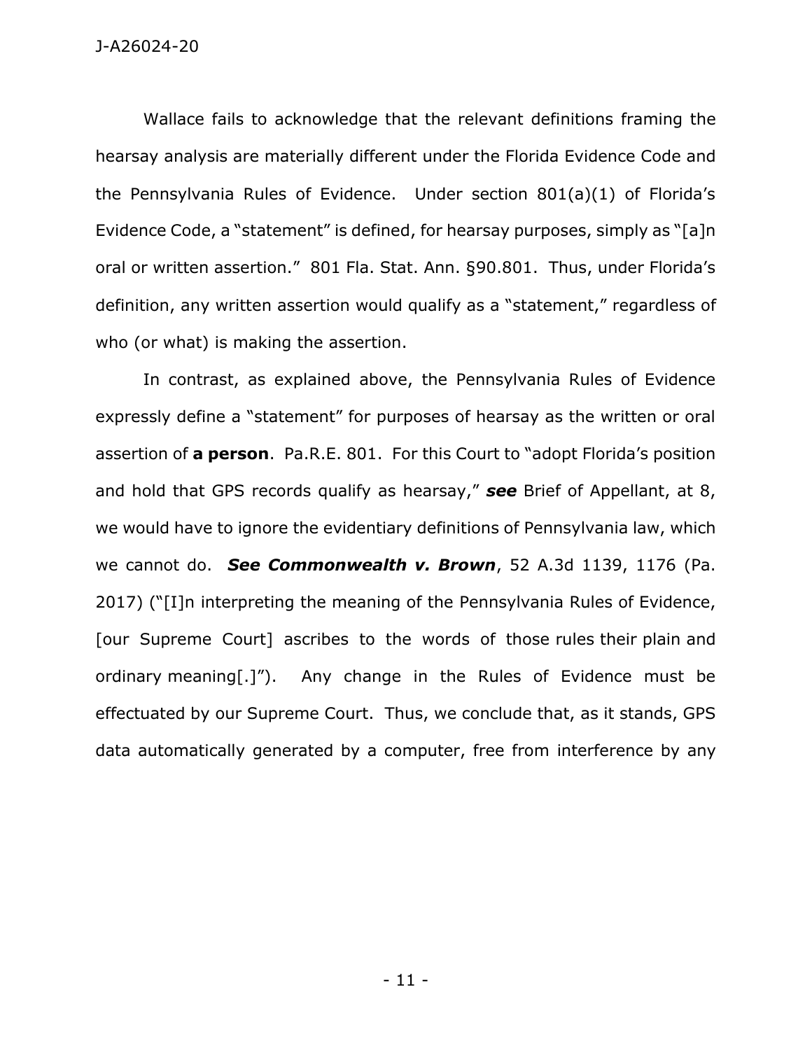Wallace fails to acknowledge that the relevant definitions framing the hearsay analysis are materially different under the Florida Evidence Code and the Pennsylvania Rules of Evidence. Under section 801(a)(1) of Florida's Evidence Code, a "statement" is defined, for hearsay purposes, simply as "[a]n oral or written assertion." 801 Fla. Stat. Ann. §90.801. Thus, under Florida's definition, any written assertion would qualify as a "statement," regardless of who (or what) is making the assertion.

In contrast, as explained above, the Pennsylvania Rules of Evidence expressly define a "statement" for purposes of hearsay as the written or oral assertion of **a person**. Pa.R.E. 801. For this Court to "adopt Florida's position and hold that GPS records qualify as hearsay," ***see*** Brief of Appellant, at 8, we would have to ignore the evidentiary definitions of Pennsylvania law, which we cannot do. ***See Commonwealth v. Brown***, 52 A.3d 1139, 1176 (Pa. 2017) ("[I]n interpreting the meaning of the Pennsylvania Rules of Evidence, [our Supreme Court] ascribes to the words of those rules their plain and ordinary meaning[.]"). Any change in the Rules of Evidence must be effectuated by our Supreme Court. Thus, we conclude that, as it stands, GPS data automatically generated by a computer, free from interference by any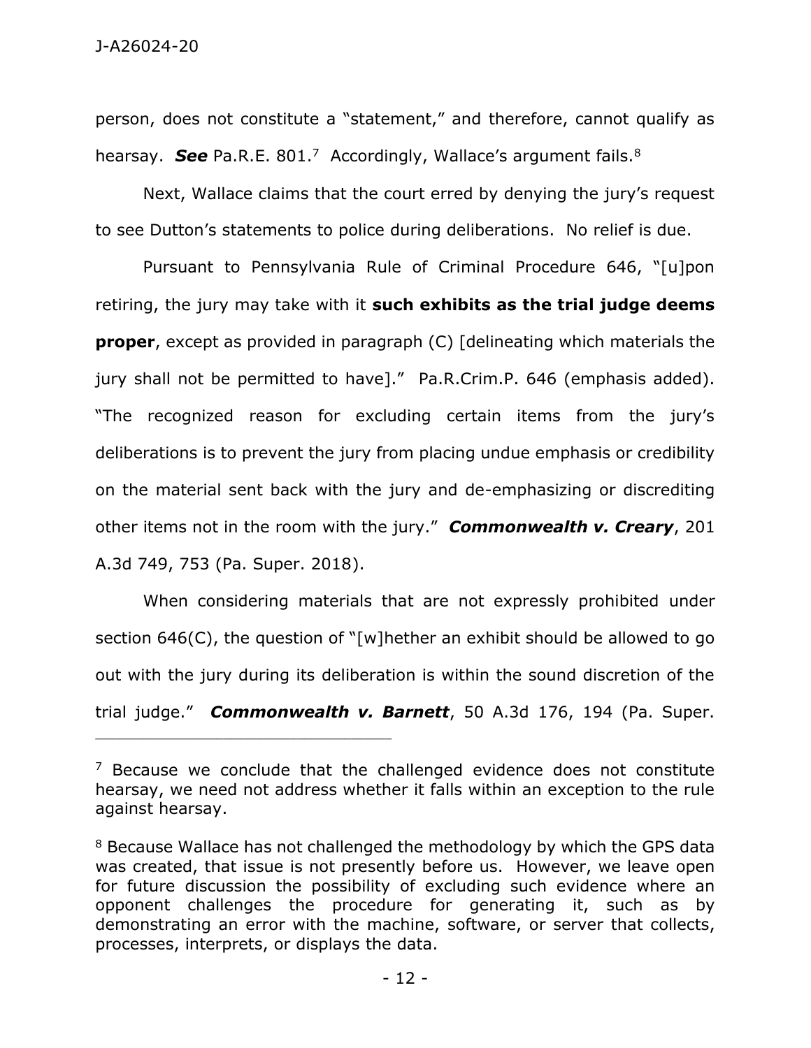person, does not constitute a "statement," and therefore, cannot qualify as hearsay. ***See*** Pa.R.E. 801.[7] Accordingly, Wallace's argument fails.[8]

Next, Wallace claims that the court erred by denying the jury's request to see Dutton's statements to police during deliberations. No relief is due.

Pursuant to Pennsylvania Rule of Criminal Procedure 646, "[u]pon retiring, the jury may take with it **such exhibits as the trial judge deems proper**, except as provided in paragraph (C) [delineating which materials the jury shall not be permitted to have]." Pa.R.Crim.P. 646 (emphasis added). "The recognized reason for excluding certain items from the jury's deliberations is to prevent the jury from placing undue emphasis or credibility on the material sent back with the jury and de-emphasizing or discrediting other items not in the room with the jury." ***Commonwealth v. Creary***, 201 A.3d 749, 753 (Pa. Super. 2018).

When considering materials that are not expressly prohibited under section 646(C), the question of "[w]hether an exhibit should be allowed to go out with the jury during its deliberation is within the sound discretion of the trial judge." ***Commonwealth v. Barnett***, 50 A.3d 176, 194 (Pa. Super.

---

[7] Because we conclude that the challenged evidence does not constitute hearsay, we need not address whether it falls within an exception to the rule against hearsay.

[8] Because Wallace has not challenged the methodology by which the GPS data was created, that issue is not presently before us. However, we leave open for future discussion the possibility of excluding such evidence where an opponent challenges the procedure for generating it, such as by demonstrating an error with the machine, software, or server that collects, processes, interprets, or displays the data.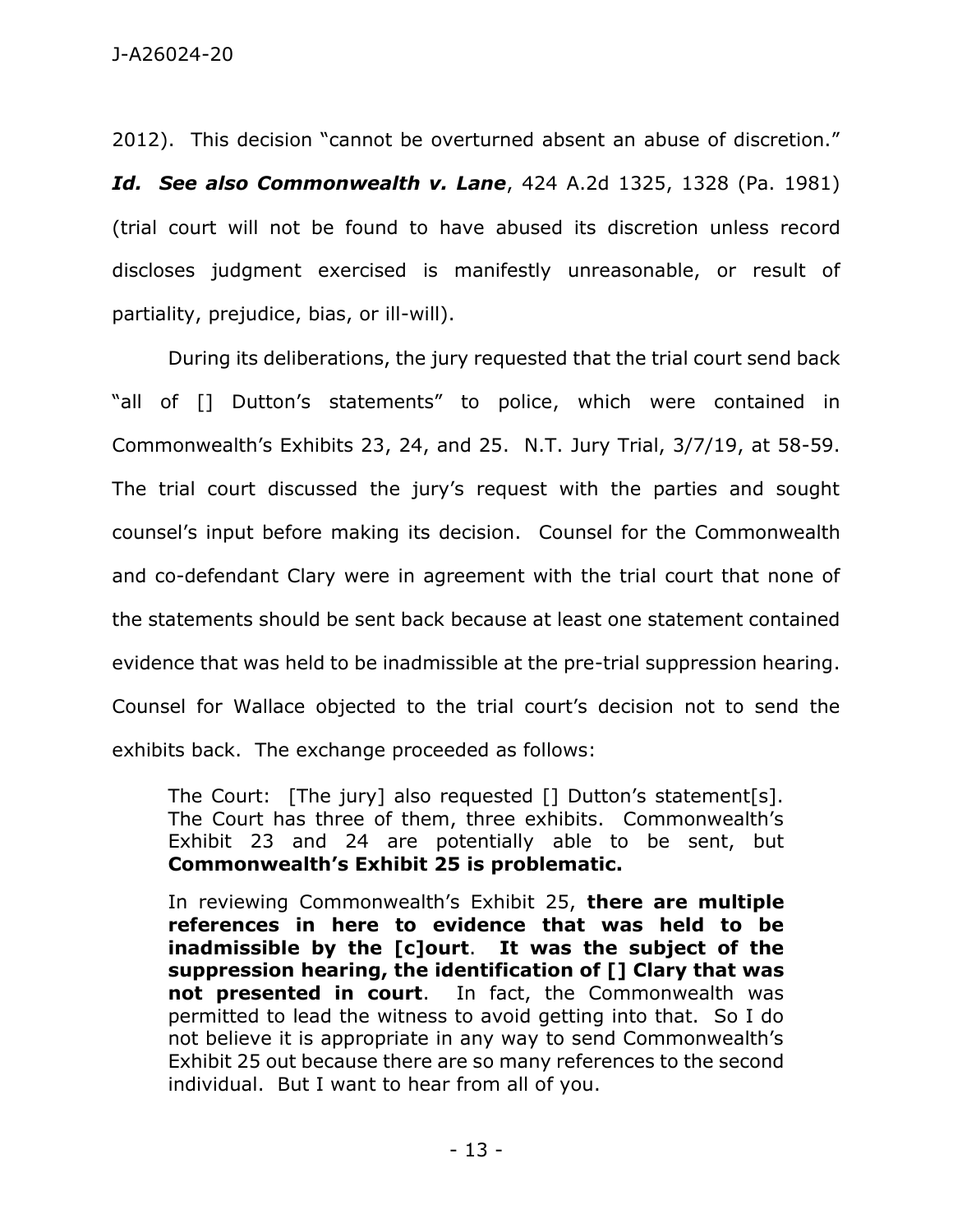2012). This decision "cannot be overturned absent an abuse of discretion." ***Id. See also Commonwealth v. Lane***, 424 A.2d 1325, 1328 (Pa. 1981) (trial court will not be found to have abused its discretion unless record discloses judgment exercised is manifestly unreasonable, or result of partiality, prejudice, bias, or ill-will).

During its deliberations, the jury requested that the trial court send back "all of [] Dutton's statements" to police, which were contained in Commonwealth's Exhibits 23, 24, and 25. N.T. Jury Trial, 3/7/19, at 58-59. The trial court discussed the jury's request with the parties and sought counsel's input before making its decision. Counsel for the Commonwealth and co-defendant Clary were in agreement with the trial court that none of the statements should be sent back because at least one statement contained evidence that was held to be inadmissible at the pre-trial suppression hearing. Counsel for Wallace objected to the trial court's decision not to send the exhibits back. The exchange proceeded as follows:

> The Court: [The jury] also requested [] Dutton's statement[s]. The Court has three of them, three exhibits. Commonwealth's Exhibit 23 and 24 are potentially able to be sent, but **Commonwealth's Exhibit 25 is problematic.**
>
> In reviewing Commonwealth's Exhibit 25, **there are multiple references in here to evidence that was held to be inadmissible by the [c]ourt**. **It was the subject of the suppression hearing, the identification of [] Clary that was not presented in court**. In fact, the Commonwealth was permitted to lead the witness to avoid getting into that. So I do not believe it is appropriate in any way to send Commonwealth's Exhibit 25 out because there are so many references to the second individual. But I want to hear from all of you.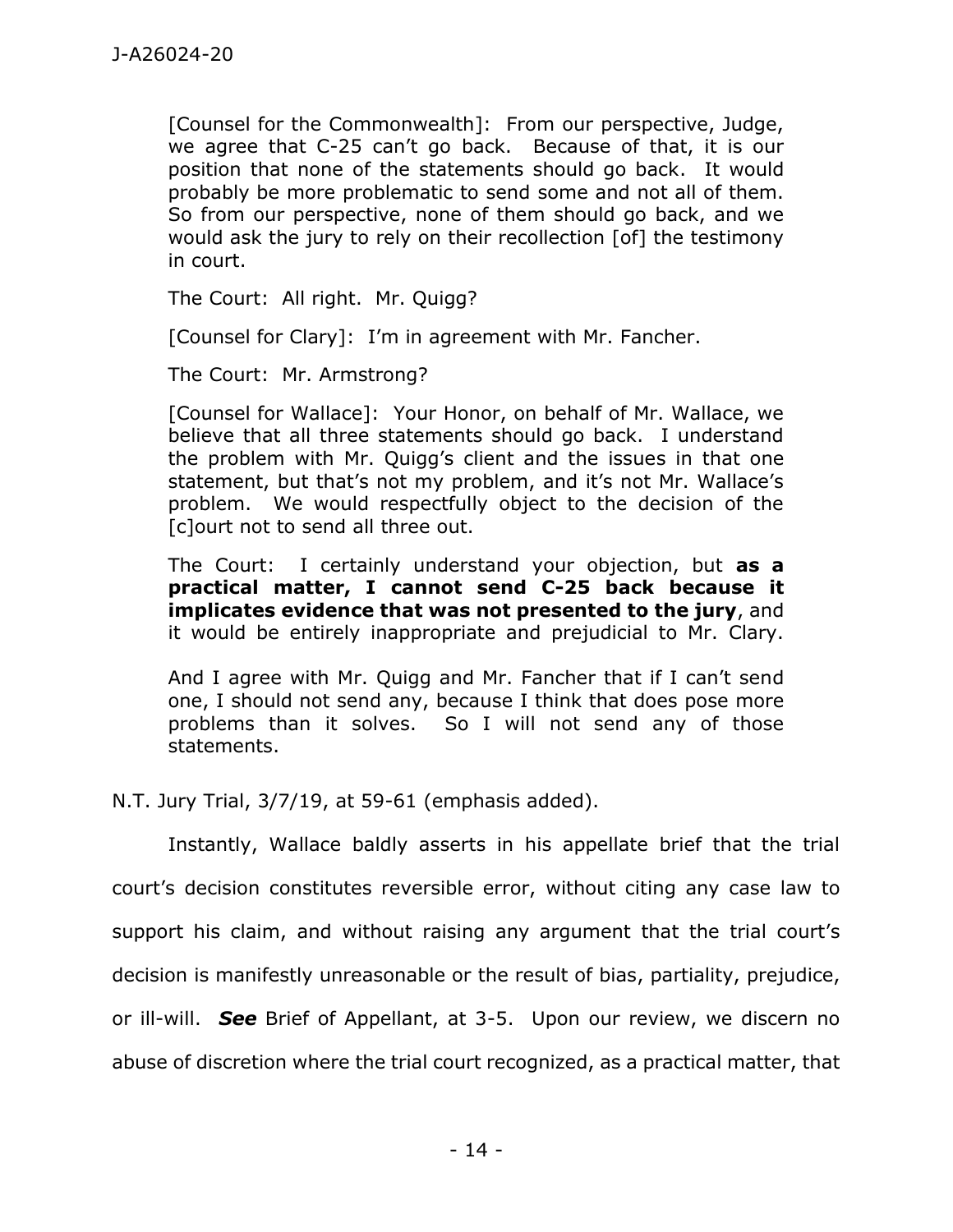> [Counsel for the Commonwealth]: From our perspective, Judge, we agree that C-25 can't go back. Because of that, it is our position that none of the statements should go back. It would probably be more problematic to send some and not all of them. So from our perspective, none of them should go back, and we would ask the jury to rely on their recollection [of] the testimony in court.
>
> The Court: All right. Mr. Quigg?
>
> [Counsel for Clary]: I'm in agreement with Mr. Fancher.
>
> The Court: Mr. Armstrong?
>
> [Counsel for Wallace]: Your Honor, on behalf of Mr. Wallace, we believe that all three statements should go back. I understand the problem with Mr. Quigg's client and the issues in that one statement, but that's not my problem, and it's not Mr. Wallace's problem. We would respectfully object to the decision of the [c]ourt not to send all three out.
>
> The Court: I certainly understand your objection, but **as a practical matter, I cannot send C-25 back because it implicates evidence that was not presented to the jury**, and it would be entirely inappropriate and prejudicial to Mr. Clary.
>
> And I agree with Mr. Quigg and Mr. Fancher that if I can't send one, I should not send any, because I think that does pose more problems than it solves. So I will not send any of those statements.

N.T. Jury Trial, 3/7/19, at 59-61 (emphasis added).

Instantly, Wallace baldly asserts in his appellate brief that the trial court's decision constitutes reversible error, without citing any case law to support his claim, and without raising any argument that the trial court's decision is manifestly unreasonable or the result of bias, partiality, prejudice, or ill-will. ***See*** Brief of Appellant, at 3-5. Upon our review, we discern no abuse of discretion where the trial court recognized, as a practical matter, that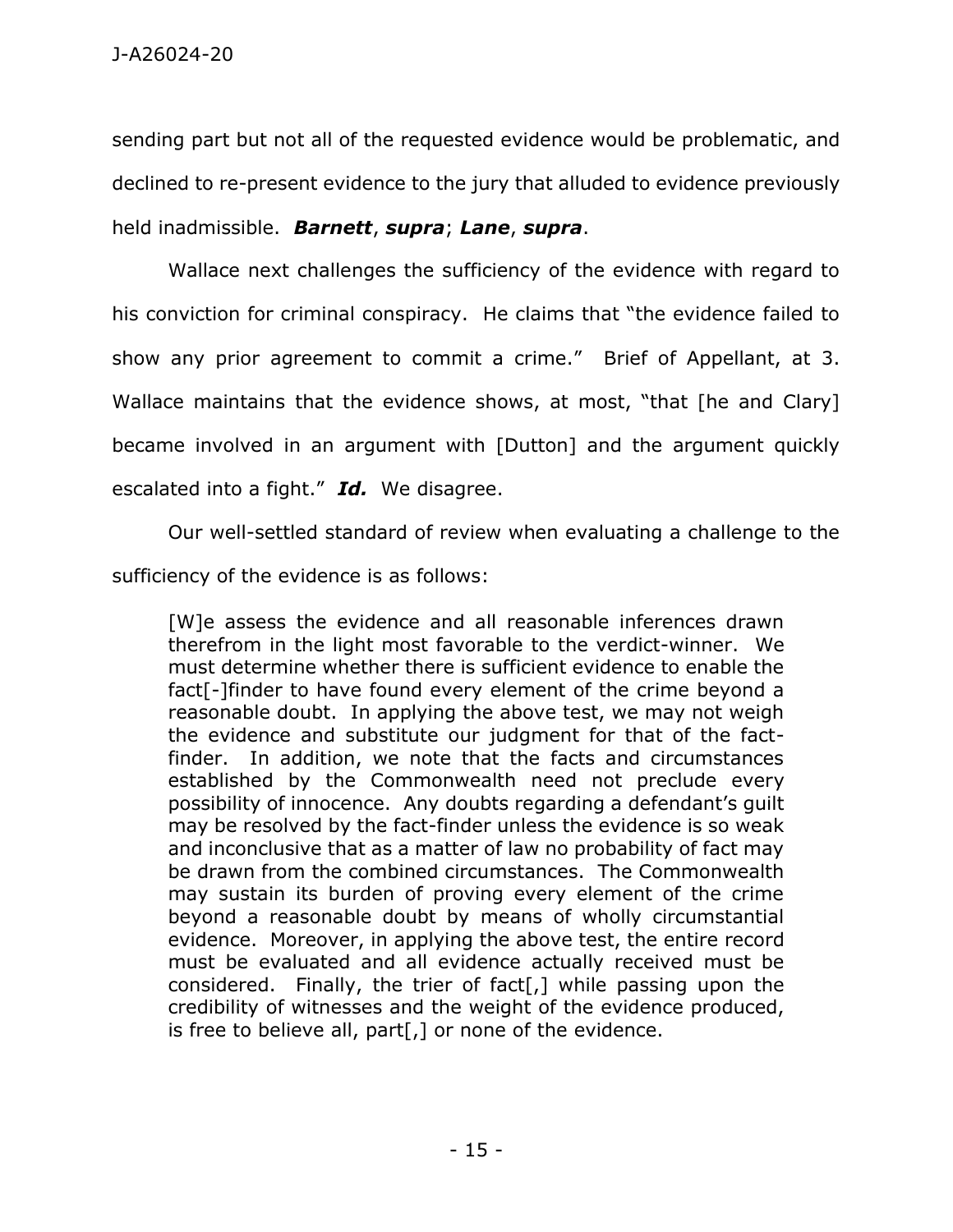sending part but not all of the requested evidence would be problematic, and declined to re-present evidence to the jury that alluded to evidence previously held inadmissible. ***Barnett***, ***supra***; ***Lane***, ***supra***.

Wallace next challenges the sufficiency of the evidence with regard to his conviction for criminal conspiracy. He claims that "the evidence failed to show any prior agreement to commit a crime." Brief of Appellant, at 3. Wallace maintains that the evidence shows, at most, "that [he and Clary] became involved in an argument with [Dutton] and the argument quickly escalated into a fight." ***Id.*** We disagree.

Our well-settled standard of review when evaluating a challenge to the sufficiency of the evidence is as follows:

> [W]e assess the evidence and all reasonable inferences drawn therefrom in the light most favorable to the verdict-winner. We must determine whether there is sufficient evidence to enable the fact[-]finder to have found every element of the crime beyond a reasonable doubt. In applying the above test, we may not weigh the evidence and substitute our judgment for that of the fact-finder. In addition, we note that the facts and circumstances established by the Commonwealth need not preclude every possibility of innocence. Any doubts regarding a defendant's guilt may be resolved by the fact-finder unless the evidence is so weak and inconclusive that as a matter of law no probability of fact may be drawn from the combined circumstances. The Commonwealth may sustain its burden of proving every element of the crime beyond a reasonable doubt by means of wholly circumstantial evidence. Moreover, in applying the above test, the entire record must be evaluated and all evidence actually received must be considered. Finally, the trier of fact[,] while passing upon the credibility of witnesses and the weight of the evidence produced, is free to believe all, part[,] or none of the evidence.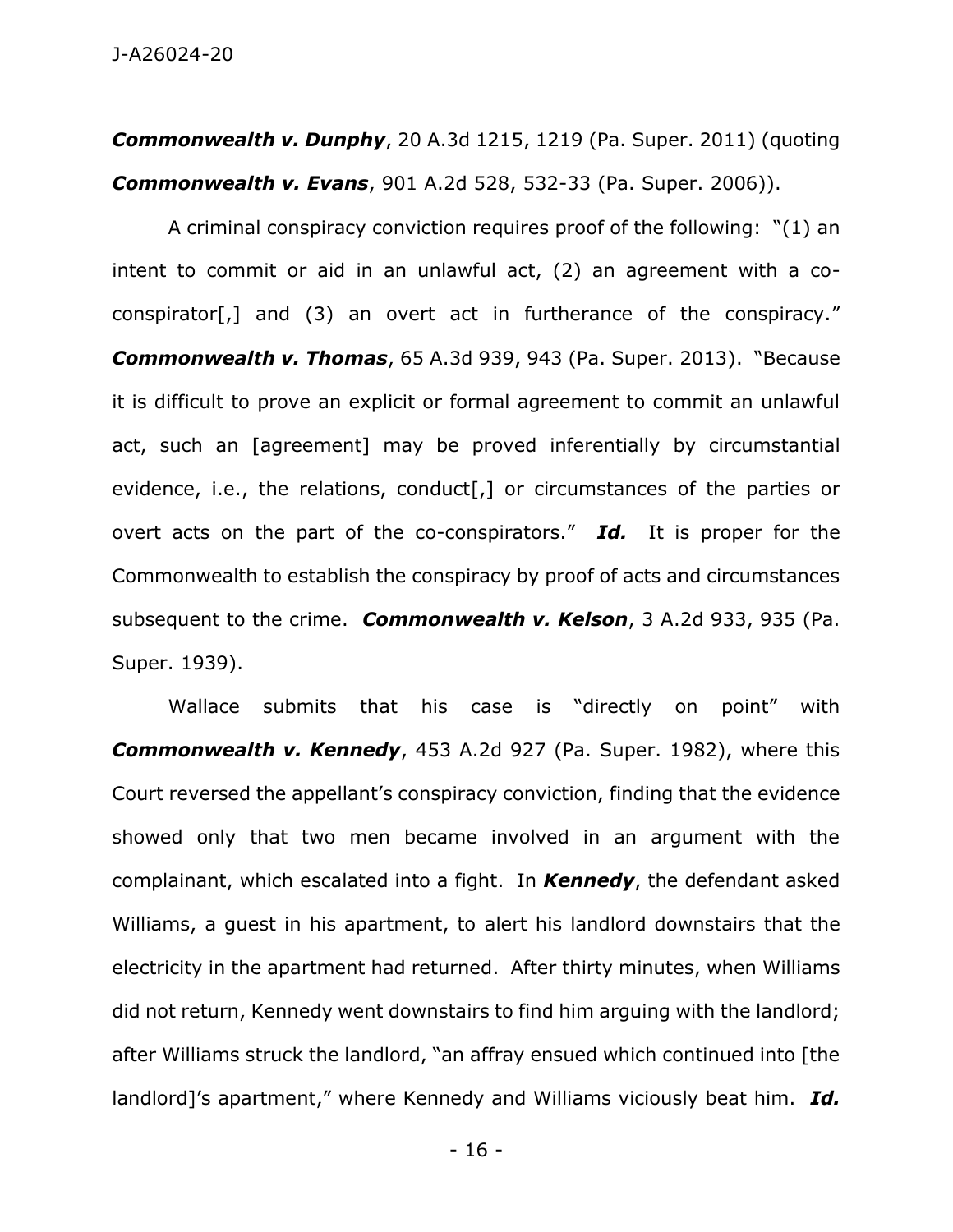***Commonwealth v. Dunphy***, 20 A.3d 1215, 1219 (Pa. Super. 2011) (quoting ***Commonwealth v. Evans***, 901 A.2d 528, 532-33 (Pa. Super. 2006)).

A criminal conspiracy conviction requires proof of the following: "(1) an intent to commit or aid in an unlawful act, (2) an agreement with a co-conspirator[,] and (3) an overt act in furtherance of the conspiracy." ***Commonwealth v. Thomas***, 65 A.3d 939, 943 (Pa. Super. 2013). "Because it is difficult to prove an explicit or formal agreement to commit an unlawful act, such an [agreement] may be proved inferentially by circumstantial evidence, i.e., the relations, conduct[,] or circumstances of the parties or overt acts on the part of the co-conspirators." ***Id.*** It is proper for the Commonwealth to establish the conspiracy by proof of acts and circumstances subsequent to the crime. ***Commonwealth v. Kelson***, 3 A.2d 933, 935 (Pa. Super. 1939).

Wallace submits that his case is "directly on point" with ***Commonwealth v. Kennedy***, 453 A.2d 927 (Pa. Super. 1982), where this Court reversed the appellant's conspiracy conviction, finding that the evidence showed only that two men became involved in an argument with the complainant, which escalated into a fight. In ***Kennedy***, the defendant asked Williams, a guest in his apartment, to alert his landlord downstairs that the electricity in the apartment had returned. After thirty minutes, when Williams did not return, Kennedy went downstairs to find him arguing with the landlord; after Williams struck the landlord, "an affray ensued which continued into [the landlord]'s apartment," where Kennedy and Williams viciously beat him. ***Id.***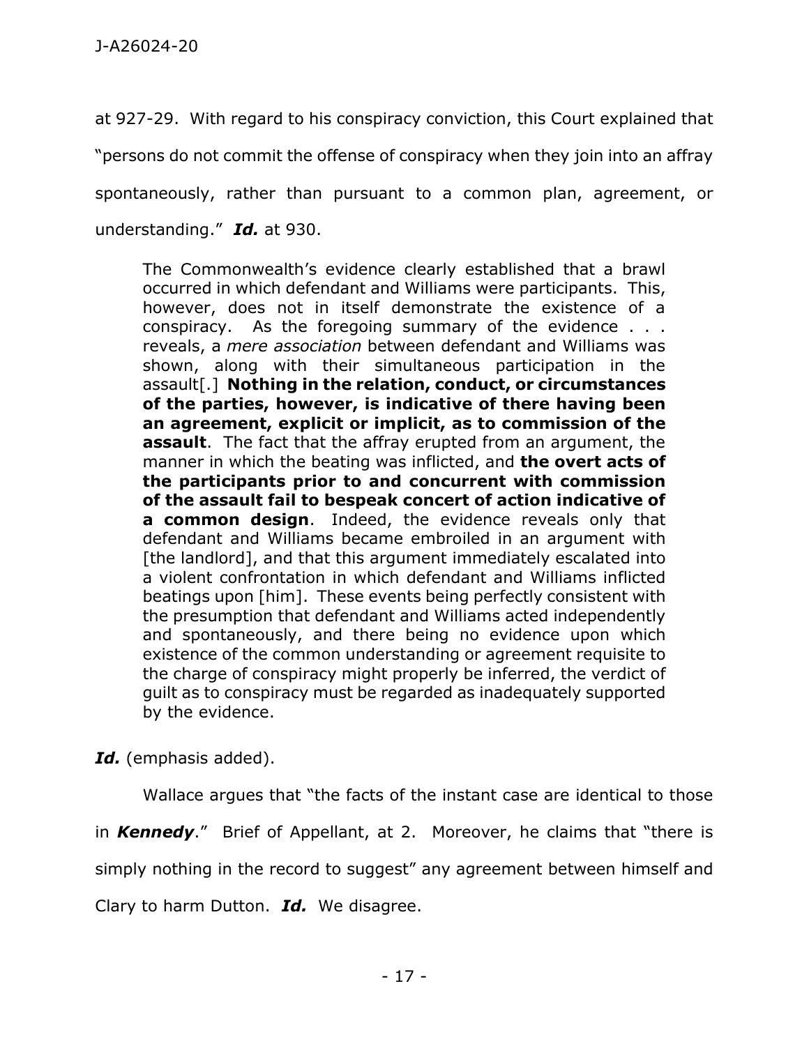at 927-29. With regard to his conspiracy conviction, this Court explained that "persons do not commit the offense of conspiracy when they join into an affray spontaneously, rather than pursuant to a common plan, agreement, or understanding." ***Id.*** at 930.

> The Commonwealth's evidence clearly established that a brawl occurred in which defendant and Williams were participants. This, however, does not in itself demonstrate the existence of a conspiracy. As the foregoing summary of the evidence . . . reveals, a *mere association* between defendant and Williams was shown, along with their simultaneous participation in the assault[.] **Nothing in the relation, conduct, or circumstances of the parties, however, is indicative of there having been an agreement, explicit or implicit, as to commission of the assault**. The fact that the affray erupted from an argument, the manner in which the beating was inflicted, and **the overt acts of the participants prior to and concurrent with commission of the assault fail to bespeak concert of action indicative of a common design**. Indeed, the evidence reveals only that defendant and Williams became embroiled in an argument with [the landlord], and that this argument immediately escalated into a violent confrontation in which defendant and Williams inflicted beatings upon [him]. These events being perfectly consistent with the presumption that defendant and Williams acted independently and spontaneously, and there being no evidence upon which existence of the common understanding or agreement requisite to the charge of conspiracy might properly be inferred, the verdict of guilt as to conspiracy must be regarded as inadequately supported by the evidence.

***Id.*** (emphasis added).

Wallace argues that "the facts of the instant case are identical to those in ***Kennedy***." Brief of Appellant, at 2. Moreover, he claims that "there is simply nothing in the record to suggest" any agreement between himself and Clary to harm Dutton. ***Id.*** We disagree.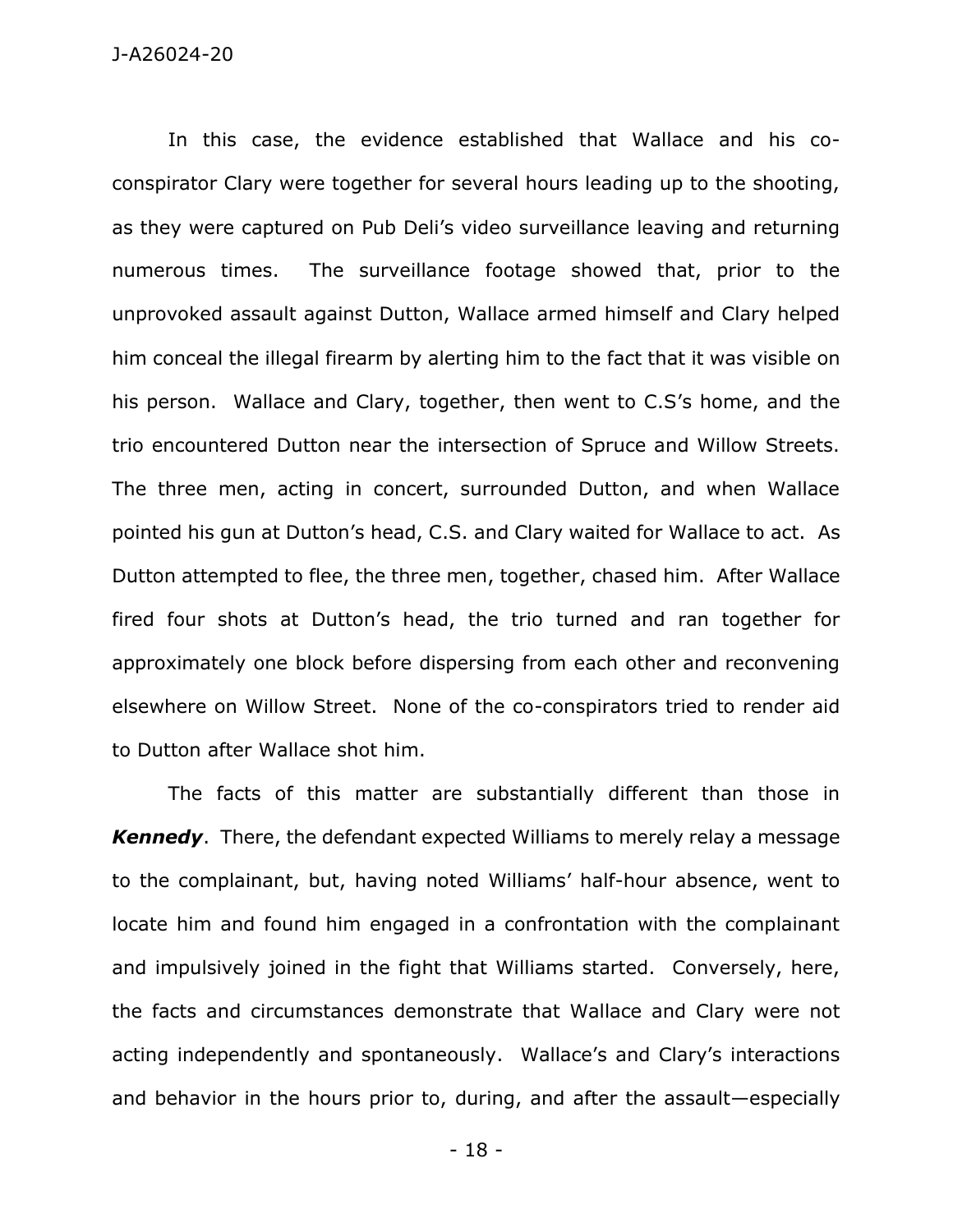In this case, the evidence established that Wallace and his co-conspirator Clary were together for several hours leading up to the shooting, as they were captured on Pub Deli's video surveillance leaving and returning numerous times. The surveillance footage showed that, prior to the unprovoked assault against Dutton, Wallace armed himself and Clary helped him conceal the illegal firearm by alerting him to the fact that it was visible on his person. Wallace and Clary, together, then went to C.S's home, and the trio encountered Dutton near the intersection of Spruce and Willow Streets. The three men, acting in concert, surrounded Dutton, and when Wallace pointed his gun at Dutton's head, C.S. and Clary waited for Wallace to act. As Dutton attempted to flee, the three men, together, chased him. After Wallace fired four shots at Dutton's head, the trio turned and ran together for approximately one block before dispersing from each other and reconvening elsewhere on Willow Street. None of the co-conspirators tried to render aid to Dutton after Wallace shot him.

The facts of this matter are substantially different than those in ***Kennedy***. There, the defendant expected Williams to merely relay a message to the complainant, but, having noted Williams' half-hour absence, went to locate him and found him engaged in a confrontation with the complainant and impulsively joined in the fight that Williams started. Conversely, here, the facts and circumstances demonstrate that Wallace and Clary were not acting independently and spontaneously. Wallace's and Clary's interactions and behavior in the hours prior to, during, and after the assault—especially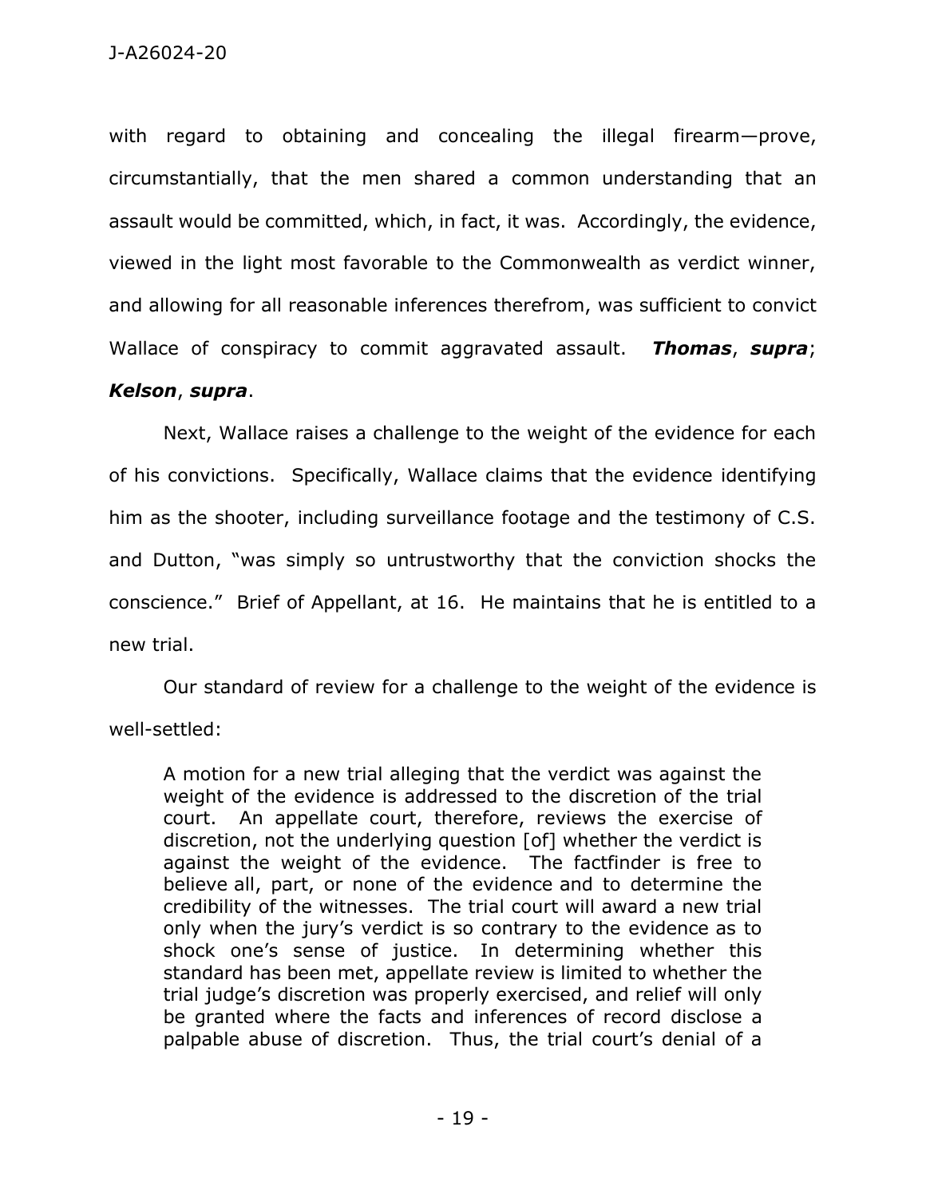with regard to obtaining and concealing the illegal firearm—prove, circumstantially, that the men shared a common understanding that an assault would be committed, which, in fact, it was. Accordingly, the evidence, viewed in the light most favorable to the Commonwealth as verdict winner, and allowing for all reasonable inferences therefrom, was sufficient to convict Wallace of conspiracy to commit aggravated assault. ***Thomas***, ***supra***; ***Kelson***, ***supra***.

Next, Wallace raises a challenge to the weight of the evidence for each of his convictions. Specifically, Wallace claims that the evidence identifying him as the shooter, including surveillance footage and the testimony of C.S. and Dutton, "was simply so untrustworthy that the conviction shocks the conscience." Brief of Appellant, at 16. He maintains that he is entitled to a new trial.

Our standard of review for a challenge to the weight of the evidence is well-settled:

> A motion for a new trial alleging that the verdict was against the weight of the evidence is addressed to the discretion of the trial court. An appellate court, therefore, reviews the exercise of discretion, not the underlying question [of] whether the verdict is against the weight of the evidence. The factfinder is free to believe all, part, or none of the evidence and to determine the credibility of the witnesses. The trial court will award a new trial only when the jury's verdict is so contrary to the evidence as to shock one's sense of justice. In determining whether this standard has been met, appellate review is limited to whether the trial judge's discretion was properly exercised, and relief will only be granted where the facts and inferences of record disclose a palpable abuse of discretion. Thus, the trial court's denial of a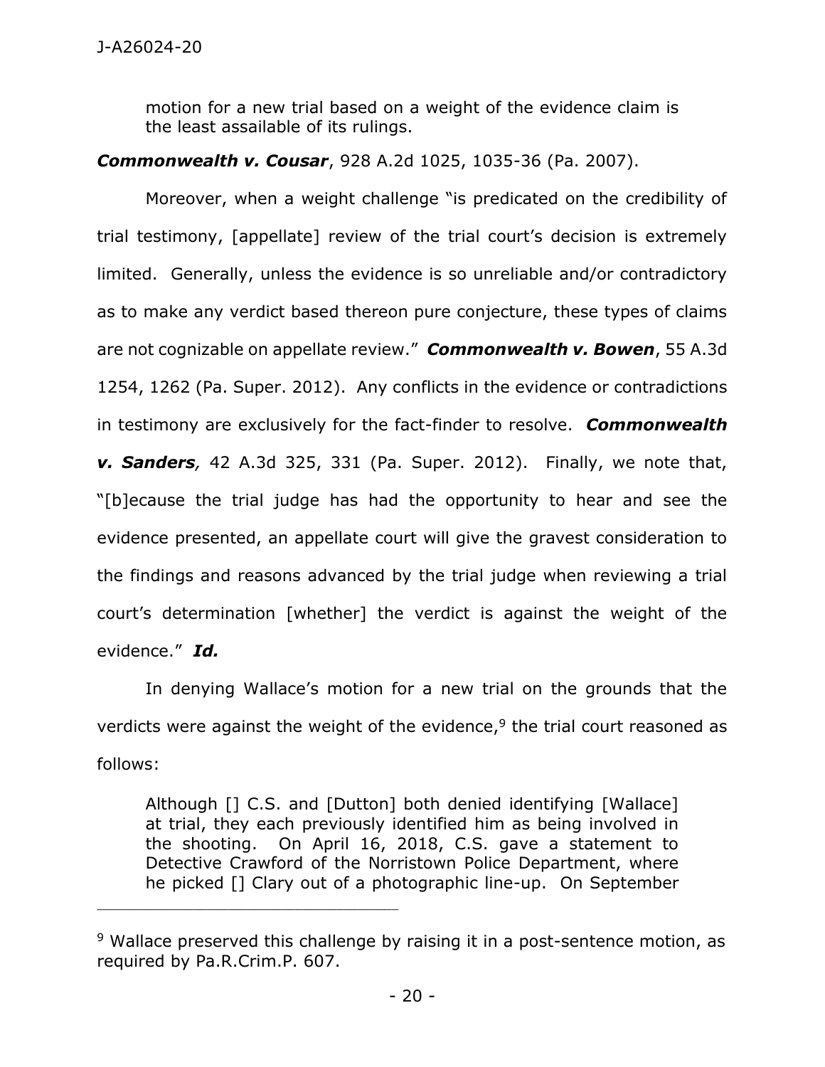> motion for a new trial based on a weight of the evidence claim is the least assailable of its rulings.

***Commonwealth v. Cousar***, 928 A.2d 1025, 1035-36 (Pa. 2007).

Moreover, when a weight challenge "is predicated on the credibility of trial testimony, [appellate] review of the trial court's decision is extremely limited. Generally, unless the evidence is so unreliable and/or contradictory as to make any verdict based thereon pure conjecture, these types of claims are not cognizable on appellate review." ***Commonwealth v. Bowen***, 55 A.3d 1254, 1262 (Pa. Super. 2012). Any conflicts in the evidence or contradictions in testimony are exclusively for the fact-finder to resolve. ***Commonwealth v. Sanders***, 42 A.3d 325, 331 (Pa. Super. 2012). Finally, we note that, "[b]ecause the trial judge has had the opportunity to hear and see the evidence presented, an appellate court will give the gravest consideration to the findings and reasons advanced by the trial judge when reviewing a trial court's determination [whether] the verdict is against the weight of the evidence." ***Id.***

In denying Wallace's motion for a new trial on the grounds that the verdicts were against the weight of the evidence,[9] the trial court reasoned as follows:

> Although [] C.S. and [Dutton] both denied identifying [Wallace] at trial, they each previously identified him as being involved in the shooting. On April 16, 2018, C.S. gave a statement to Detective Crawford of the Norristown Police Department, where he picked [] Clary out of a photographic line-up. On September

---

[9] Wallace preserved this challenge by raising it in a post-sentence motion, as required by Pa.R.Crim.P. 607.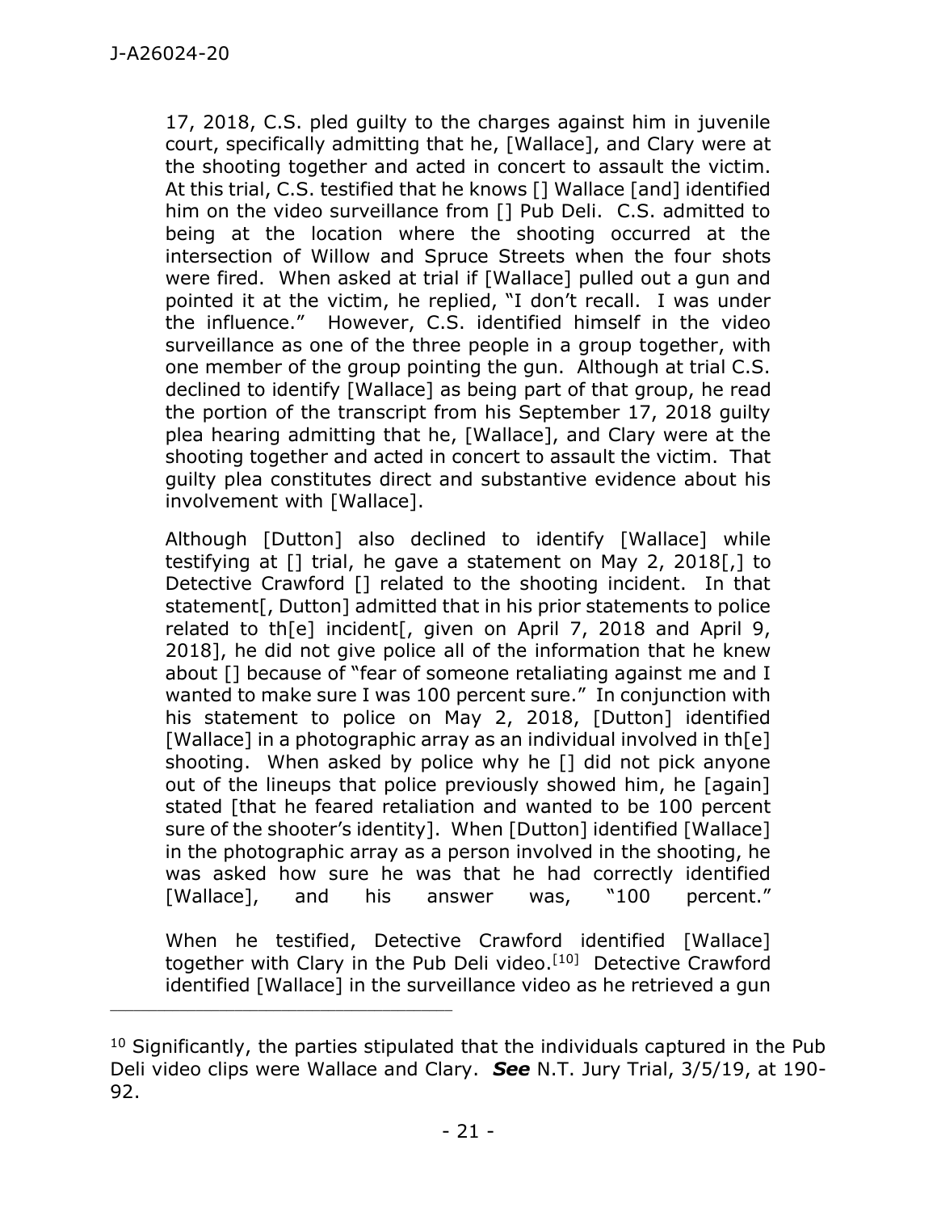17, 2018, C.S. pled guilty to the charges against him in juvenile court, specifically admitting that he, [Wallace], and Clary were at the shooting together and acted in concert to assault the victim. At this trial, C.S. testified that he knows [] Wallace [and] identified him on the video surveillance from [] Pub Deli. C.S. admitted to being at the location where the shooting occurred at the intersection of Willow and Spruce Streets when the four shots were fired. When asked at trial if [Wallace] pulled out a gun and pointed it at the victim, he replied, "I don't recall. I was under the influence." However, C.S. identified himself in the video surveillance as one of the three people in a group together, with one member of the group pointing the gun. Although at trial C.S. declined to identify [Wallace] as being part of that group, he read the portion of the transcript from his September 17, 2018 guilty plea hearing admitting that he, [Wallace], and Clary were at the shooting together and acted in concert to assault the victim. That guilty plea constitutes direct and substantive evidence about his involvement with [Wallace].

Although [Dutton] also declined to identify [Wallace] while testifying at [] trial, he gave a statement on May 2, 2018[,] to Detective Crawford [] related to the shooting incident. In that statement[, Dutton] admitted that in his prior statements to police related to th[e] incident[, given on April 7, 2018 and April 9, 2018], he did not give police all of the information that he knew about [] because of "fear of someone retaliating against me and I wanted to make sure I was 100 percent sure." In conjunction with his statement to police on May 2, 2018, [Dutton] identified [Wallace] in a photographic array as an individual involved in th[e] shooting. When asked by police why he [] did not pick anyone out of the lineups that police previously showed him, he [again] stated [that he feared retaliation and wanted to be 100 percent sure of the shooter's identity]. When [Dutton] identified [Wallace] in the photographic array as a person involved in the shooting, he was asked how sure he was that he had correctly identified [Wallace], and his answer was, "100 percent."

When he testified, Detective Crawford identified [Wallace] together with Clary in the Pub Deli video.[10] Detective Crawford identified [Wallace] in the surveillance video as he retrieved a gun

---

[10] Significantly, the parties stipulated that the individuals captured in the Pub Deli video clips were Wallace and Clary. ***See*** N.T. Jury Trial, 3/5/19, at 190-92.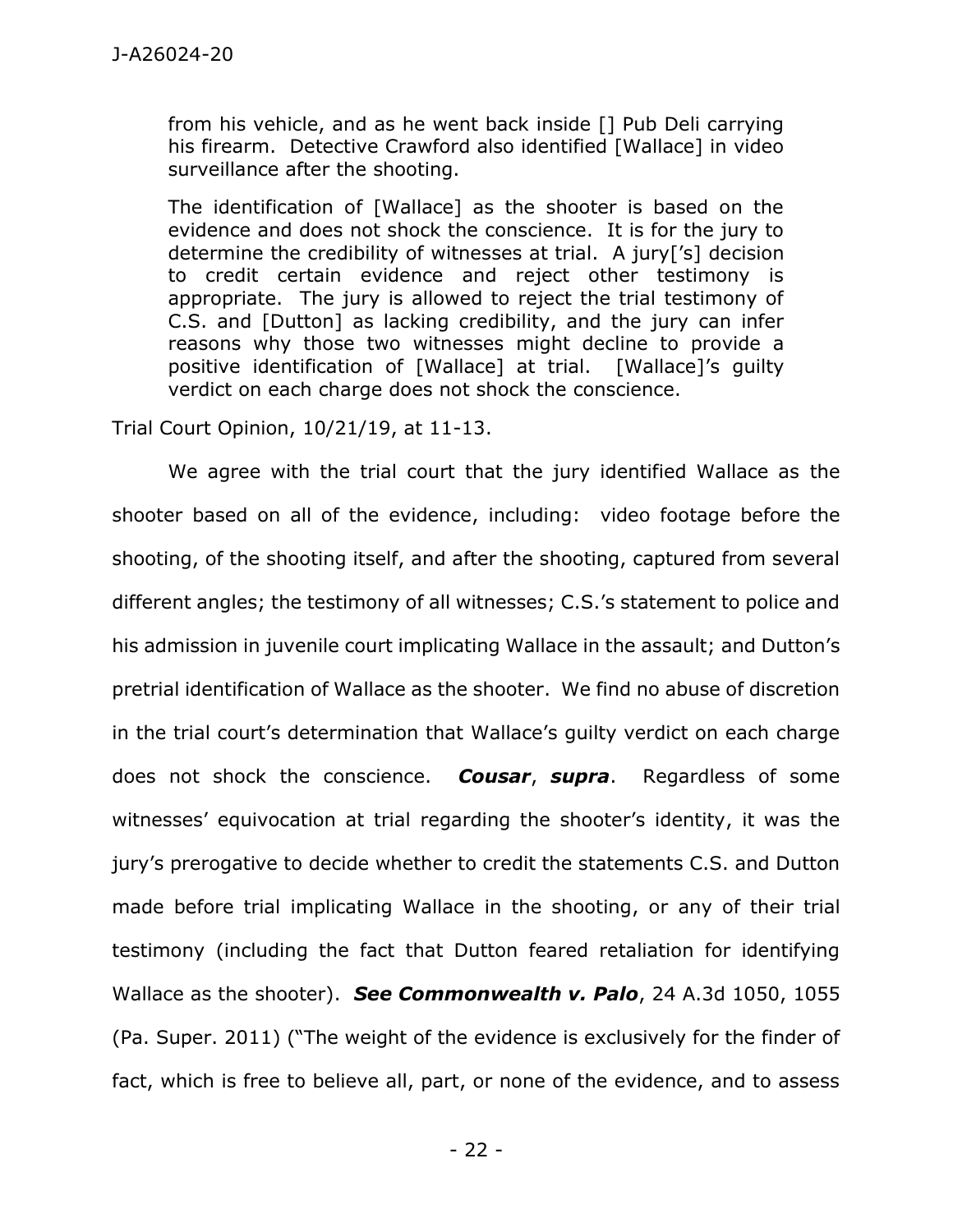> from his vehicle, and as he went back inside [] Pub Deli carrying his firearm. Detective Crawford also identified [Wallace] in video surveillance after the shooting.
>
> The identification of [Wallace] as the shooter is based on the evidence and does not shock the conscience. It is for the jury to determine the credibility of witnesses at trial. A jury['s] decision to credit certain evidence and reject other testimony is appropriate. The jury is allowed to reject the trial testimony of C.S. and [Dutton] as lacking credibility, and the jury can infer reasons why those two witnesses might decline to provide a positive identification of [Wallace] at trial. [Wallace]'s guilty verdict on each charge does not shock the conscience.

Trial Court Opinion, 10/21/19, at 11-13.

We agree with the trial court that the jury identified Wallace as the shooter based on all of the evidence, including: video footage before the shooting, of the shooting itself, and after the shooting, captured from several different angles; the testimony of all witnesses; C.S.'s statement to police and his admission in juvenile court implicating Wallace in the assault; and Dutton's pretrial identification of Wallace as the shooter. We find no abuse of discretion in the trial court's determination that Wallace's guilty verdict on each charge does not shock the conscience. ***Cousar*, *supra***. Regardless of some witnesses' equivocation at trial regarding the shooter's identity, it was the jury's prerogative to decide whether to credit the statements C.S. and Dutton made before trial implicating Wallace in the shooting, or any of their trial testimony (including the fact that Dutton feared retaliation for identifying Wallace as the shooter). ***See Commonwealth v. Palo***, 24 A.3d 1050, 1055 (Pa. Super. 2011) ("The weight of the evidence is exclusively for the finder of fact, which is free to believe all, part, or none of the evidence, and to assess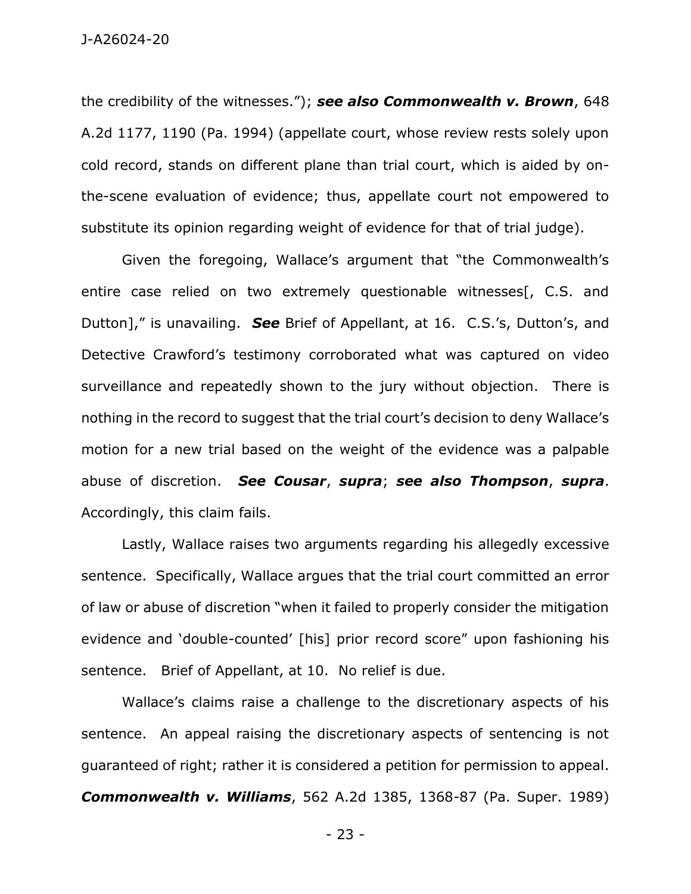the credibility of the witnesses."); ***see also Commonwealth v. Brown***, 648 A.2d 1177, 1190 (Pa. 1994) (appellate court, whose review rests solely upon cold record, stands on different plane than trial court, which is aided by on-the-scene evaluation of evidence; thus, appellate court not empowered to substitute its opinion regarding weight of evidence for that of trial judge).

Given the foregoing, Wallace's argument that "the Commonwealth's entire case relied on two extremely questionable witnesses[, C.S. and Dutton]," is unavailing. ***See*** Brief of Appellant, at 16. C.S.'s, Dutton's, and Detective Crawford's testimony corroborated what was captured on video surveillance and repeatedly shown to the jury without objection. There is nothing in the record to suggest that the trial court's decision to deny Wallace's motion for a new trial based on the weight of the evidence was a palpable abuse of discretion. ***See Cousar***, ***supra***; ***see also Thompson***, ***supra***. Accordingly, this claim fails.

Lastly, Wallace raises two arguments regarding his allegedly excessive sentence. Specifically, Wallace argues that the trial court committed an error of law or abuse of discretion "when it failed to properly consider the mitigation evidence and 'double-counted' [his] prior record score" upon fashioning his sentence. Brief of Appellant, at 10. No relief is due.

Wallace's claims raise a challenge to the discretionary aspects of his sentence. An appeal raising the discretionary aspects of sentencing is not guaranteed of right; rather it is considered a petition for permission to appeal. ***Commonwealth v. Williams***, 562 A.2d 1385, 1368-87 (Pa. Super. 1989)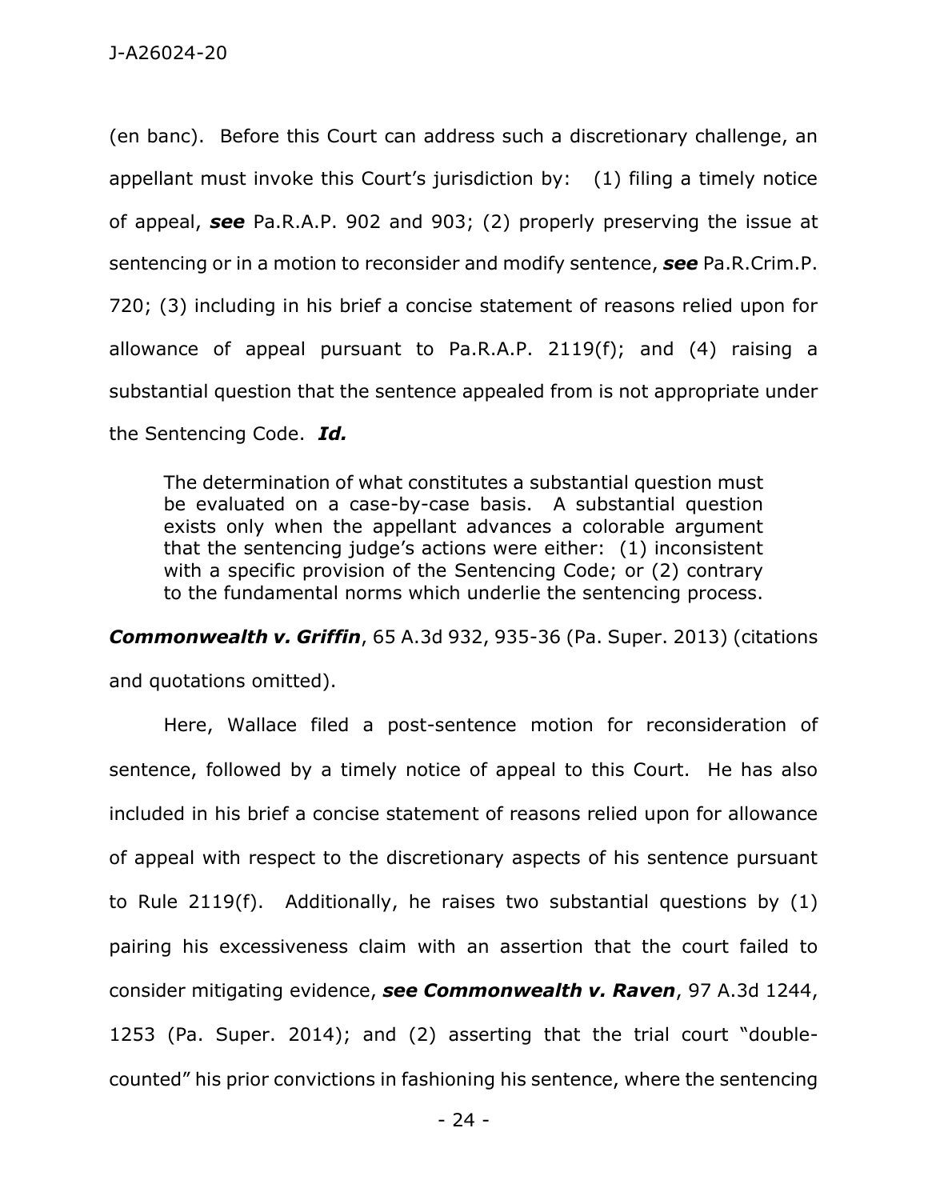(en banc). Before this Court can address such a discretionary challenge, an appellant must invoke this Court's jurisdiction by: (1) filing a timely notice of appeal, ***see*** Pa.R.A.P. 902 and 903; (2) properly preserving the issue at sentencing or in a motion to reconsider and modify sentence, ***see*** Pa.R.Crim.P. 720; (3) including in his brief a concise statement of reasons relied upon for allowance of appeal pursuant to Pa.R.A.P. 2119(f); and (4) raising a substantial question that the sentence appealed from is not appropriate under the Sentencing Code. ***Id.***

> The determination of what constitutes a substantial question must be evaluated on a case-by-case basis. A substantial question exists only when the appellant advances a colorable argument that the sentencing judge's actions were either: (1) inconsistent with a specific provision of the Sentencing Code; or (2) contrary to the fundamental norms which underlie the sentencing process.

***Commonwealth v. Griffin***, 65 A.3d 932, 935-36 (Pa. Super. 2013) (citations and quotations omitted).

Here, Wallace filed a post-sentence motion for reconsideration of sentence, followed by a timely notice of appeal to this Court. He has also included in his brief a concise statement of reasons relied upon for allowance of appeal with respect to the discretionary aspects of his sentence pursuant to Rule 2119(f). Additionally, he raises two substantial questions by (1) pairing his excessiveness claim with an assertion that the court failed to consider mitigating evidence, ***see Commonwealth v. Raven***, 97 A.3d 1244, 1253 (Pa. Super. 2014); and (2) asserting that the trial court "double-counted" his prior convictions in fashioning his sentence, where the sentencing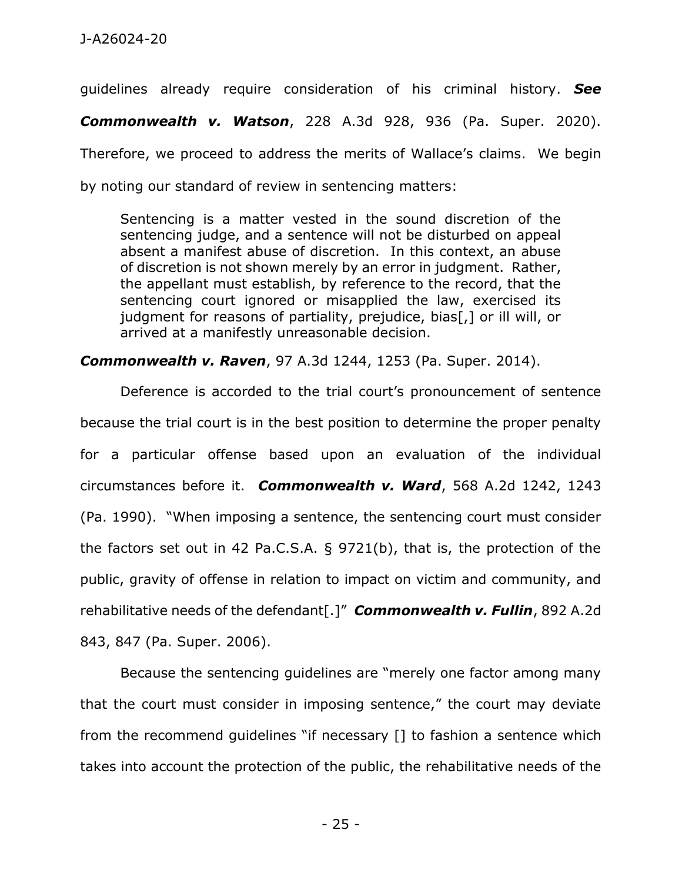guidelines already require consideration of his criminal history. ***See Commonwealth v. Watson***, 228 A.3d 928, 936 (Pa. Super. 2020). Therefore, we proceed to address the merits of Wallace's claims. We begin by noting our standard of review in sentencing matters:

> Sentencing is a matter vested in the sound discretion of the sentencing judge, and a sentence will not be disturbed on appeal absent a manifest abuse of discretion. In this context, an abuse of discretion is not shown merely by an error in judgment. Rather, the appellant must establish, by reference to the record, that the sentencing court ignored or misapplied the law, exercised its judgment for reasons of partiality, prejudice, bias[,] or ill will, or arrived at a manifestly unreasonable decision.

***Commonwealth v. Raven***, 97 A.3d 1244, 1253 (Pa. Super. 2014).

Deference is accorded to the trial court's pronouncement of sentence because the trial court is in the best position to determine the proper penalty for a particular offense based upon an evaluation of the individual circumstances before it. ***Commonwealth v. Ward***, 568 A.2d 1242, 1243 (Pa. 1990). "When imposing a sentence, the sentencing court must consider the factors set out in 42 Pa.C.S.A. § 9721(b), that is, the protection of the public, gravity of offense in relation to impact on victim and community, and rehabilitative needs of the defendant[.]" ***Commonwealth v. Fullin***, 892 A.2d 843, 847 (Pa. Super. 2006).

Because the sentencing guidelines are "merely one factor among many that the court must consider in imposing sentence," the court may deviate from the recommend guidelines "if necessary [] to fashion a sentence which takes into account the protection of the public, the rehabilitative needs of the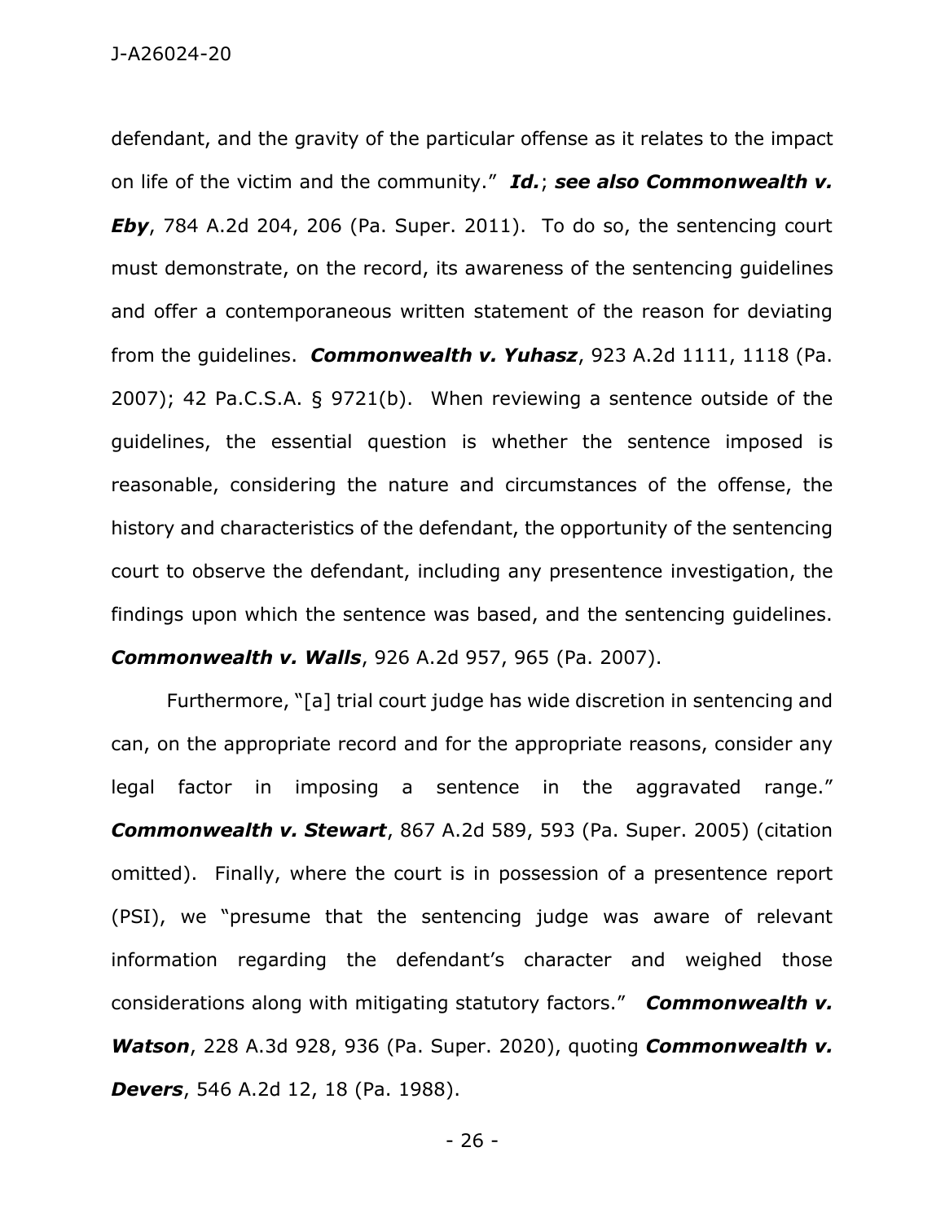defendant, and the gravity of the particular offense as it relates to the impact on life of the victim and the community." ***Id.***; ***see also Commonwealth v. Eby***, 784 A.2d 204, 206 (Pa. Super. 2011). To do so, the sentencing court must demonstrate, on the record, its awareness of the sentencing guidelines and offer a contemporaneous written statement of the reason for deviating from the guidelines. ***Commonwealth v. Yuhasz***, 923 A.2d 1111, 1118 (Pa. 2007); 42 Pa.C.S.A. § 9721(b). When reviewing a sentence outside of the guidelines, the essential question is whether the sentence imposed is reasonable, considering the nature and circumstances of the offense, the history and characteristics of the defendant, the opportunity of the sentencing court to observe the defendant, including any presentence investigation, the findings upon which the sentence was based, and the sentencing guidelines. ***Commonwealth v. Walls***, 926 A.2d 957, 965 (Pa. 2007).

Furthermore, "[a] trial court judge has wide discretion in sentencing and can, on the appropriate record and for the appropriate reasons, consider any legal factor in imposing a sentence in the aggravated range." ***Commonwealth v. Stewart***, 867 A.2d 589, 593 (Pa. Super. 2005) (citation omitted). Finally, where the court is in possession of a presentence report (PSI), we "presume that the sentencing judge was aware of relevant information regarding the defendant's character and weighed those considerations along with mitigating statutory factors." ***Commonwealth v. Watson***, 228 A.3d 928, 936 (Pa. Super. 2020), quoting ***Commonwealth v. Devers***, 546 A.2d 12, 18 (Pa. 1988).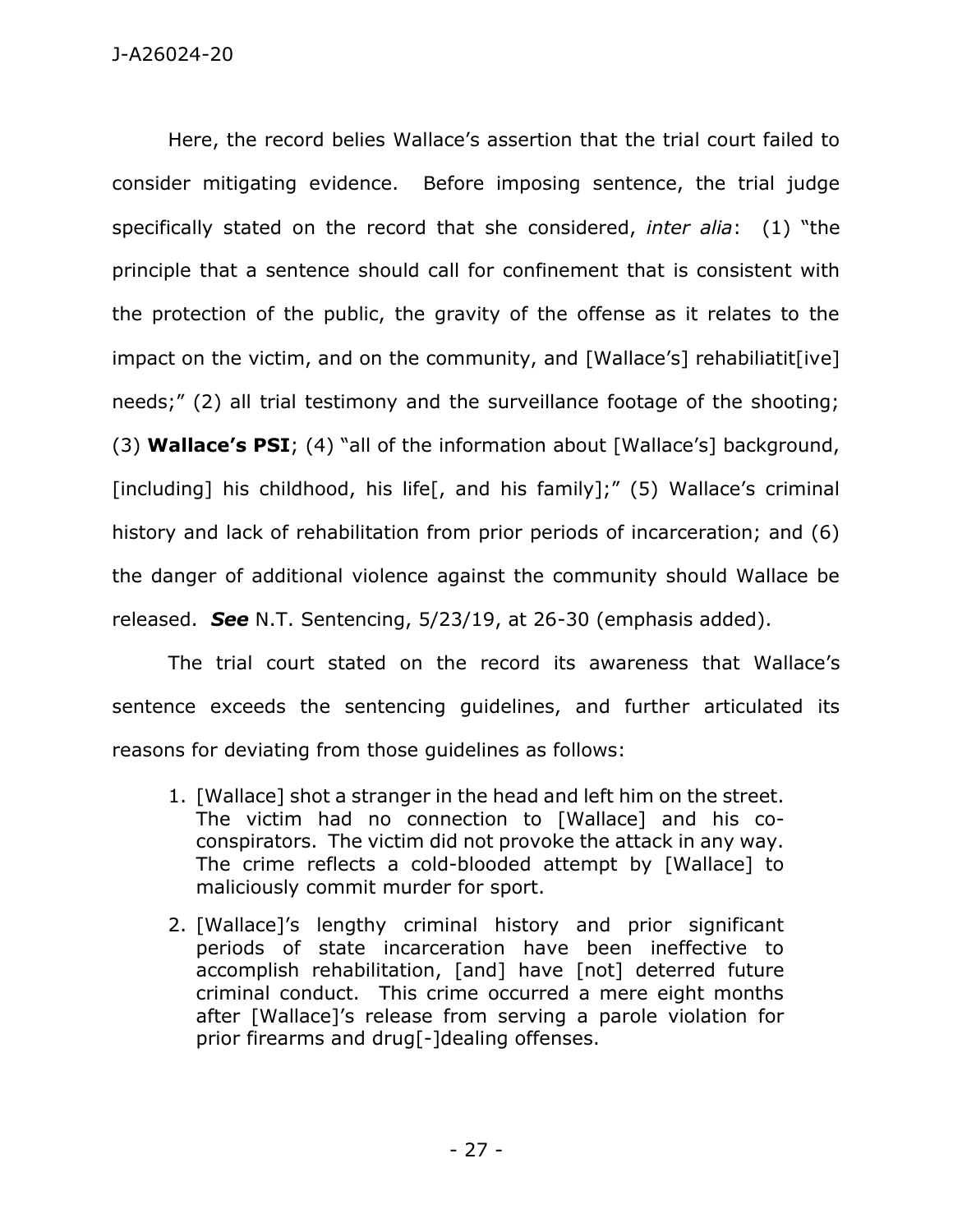Here, the record belies Wallace's assertion that the trial court failed to consider mitigating evidence. Before imposing sentence, the trial judge specifically stated on the record that she considered, *inter alia*: (1) "the principle that a sentence should call for confinement that is consistent with the protection of the public, the gravity of the offense as it relates to the impact on the victim, and on the community, and [Wallace's] rehabiliatit[ive] needs;" (2) all trial testimony and the surveillance footage of the shooting; (3) **Wallace's PSI**; (4) "all of the information about [Wallace's] background, [including] his childhood, his life[, and his family];" (5) Wallace's criminal history and lack of rehabilitation from prior periods of incarceration; and (6) the danger of additional violence against the community should Wallace be released. ***See*** N.T. Sentencing, 5/23/19, at 26-30 (emphasis added).

The trial court stated on the record its awareness that Wallace's sentence exceeds the sentencing guidelines, and further articulated its reasons for deviating from those guidelines as follows:

> 1. [Wallace] shot a stranger in the head and left him on the street. The victim had no connection to [Wallace] and his co-conspirators. The victim did not provoke the attack in any way. The crime reflects a cold-blooded attempt by [Wallace] to maliciously commit murder for sport.
>
> 2. [Wallace]'s lengthy criminal history and prior significant periods of state incarceration have been ineffective to accomplish rehabilitation, [and] have [not] deterred future criminal conduct. This crime occurred a mere eight months after [Wallace]'s release from serving a parole violation for prior firearms and drug[-]dealing offenses.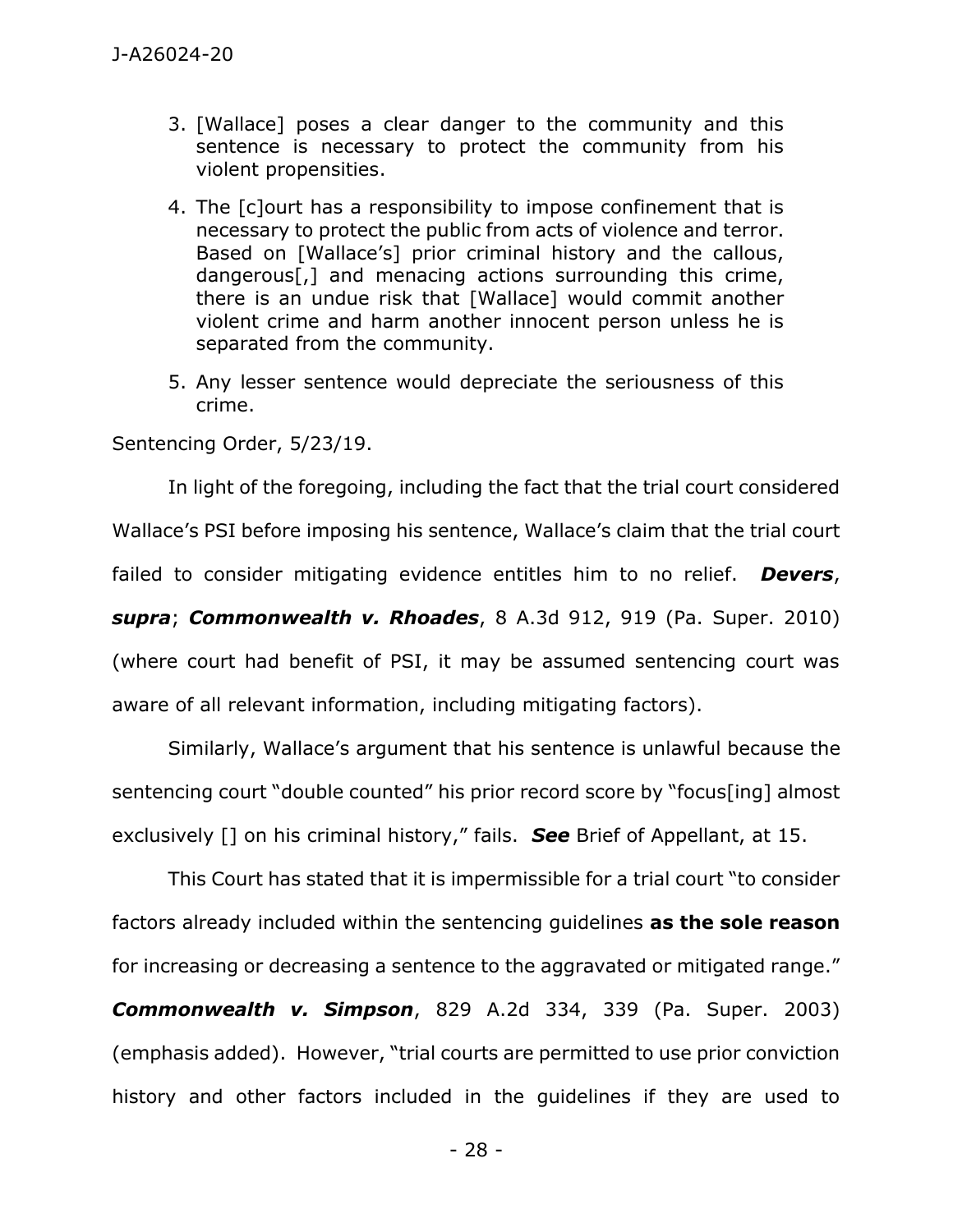3. [Wallace] poses a clear danger to the community and this sentence is necessary to protect the community from his violent propensities.

4. The [c]ourt has a responsibility to impose confinement that is necessary to protect the public from acts of violence and terror. Based on [Wallace's] prior criminal history and the callous, dangerous[,] and menacing actions surrounding this crime, there is an undue risk that [Wallace] would commit another violent crime and harm another innocent person unless he is separated from the community.

5. Any lesser sentence would depreciate the seriousness of this crime.

Sentencing Order, 5/23/19.

In light of the foregoing, including the fact that the trial court considered Wallace's PSI before imposing his sentence, Wallace's claim that the trial court failed to consider mitigating evidence entitles him to no relief. ***Devers***, ***supra***; ***Commonwealth v. Rhoades***, 8 A.3d 912, 919 (Pa. Super. 2010) (where court had benefit of PSI, it may be assumed sentencing court was aware of all relevant information, including mitigating factors).

Similarly, Wallace's argument that his sentence is unlawful because the sentencing court "double counted" his prior record score by "focus[ing] almost exclusively [] on his criminal history," fails. ***See*** Brief of Appellant, at 15.

This Court has stated that it is impermissible for a trial court "to consider factors already included within the sentencing guidelines **as the sole reason** for increasing or decreasing a sentence to the aggravated or mitigated range." ***Commonwealth v. Simpson***, 829 A.2d 334, 339 (Pa. Super. 2003) (emphasis added). However, "trial courts are permitted to use prior conviction history and other factors included in the guidelines if they are used to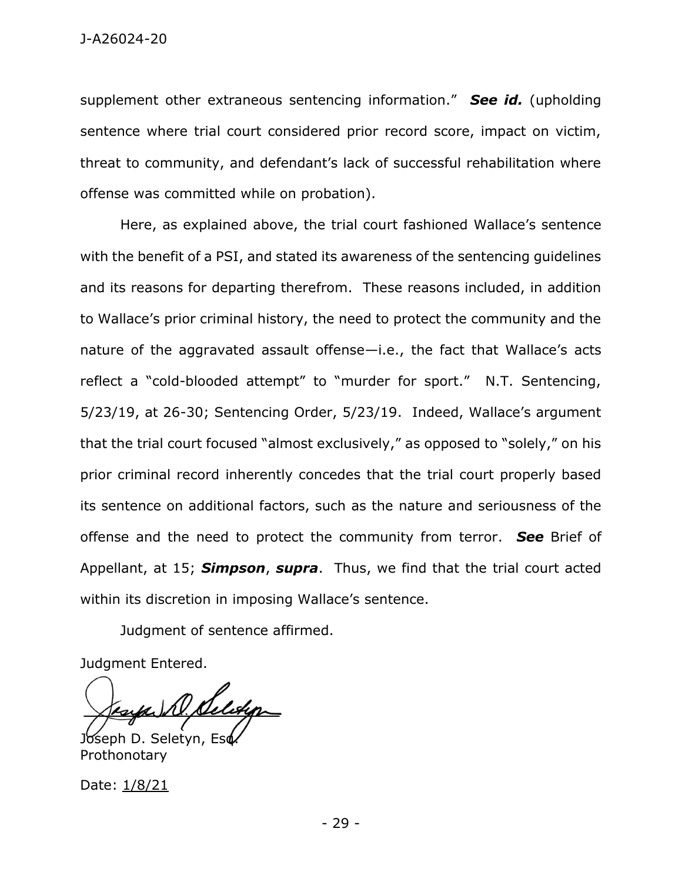supplement other extraneous sentencing information." ***See id.*** (upholding sentence where trial court considered prior record score, impact on victim, threat to community, and defendant's lack of successful rehabilitation where offense was committed while on probation).

Here, as explained above, the trial court fashioned Wallace's sentence with the benefit of a PSI, and stated its awareness of the sentencing guidelines and its reasons for departing therefrom. These reasons included, in addition to Wallace's prior criminal history, the need to protect the community and the nature of the aggravated assault offense—i.e., the fact that Wallace's acts reflect a "cold-blooded attempt" to "murder for sport." N.T. Sentencing, 5/23/19, at 26-30; Sentencing Order, 5/23/19. Indeed, Wallace's argument that the trial court focused "almost exclusively," as opposed to "solely," on his prior criminal record inherently concedes that the trial court properly based its sentence on additional factors, such as the nature and seriousness of the offense and the need to protect the community from terror. ***See*** Brief of Appellant, at 15; ***Simpson***, ***supra***. Thus, we find that the trial court acted within its discretion in imposing Wallace's sentence.

Judgment of sentence affirmed.

Judgment Entered.

Joseph D. Seletyn, Esq.
Prothonotary

Date: 1/8/21